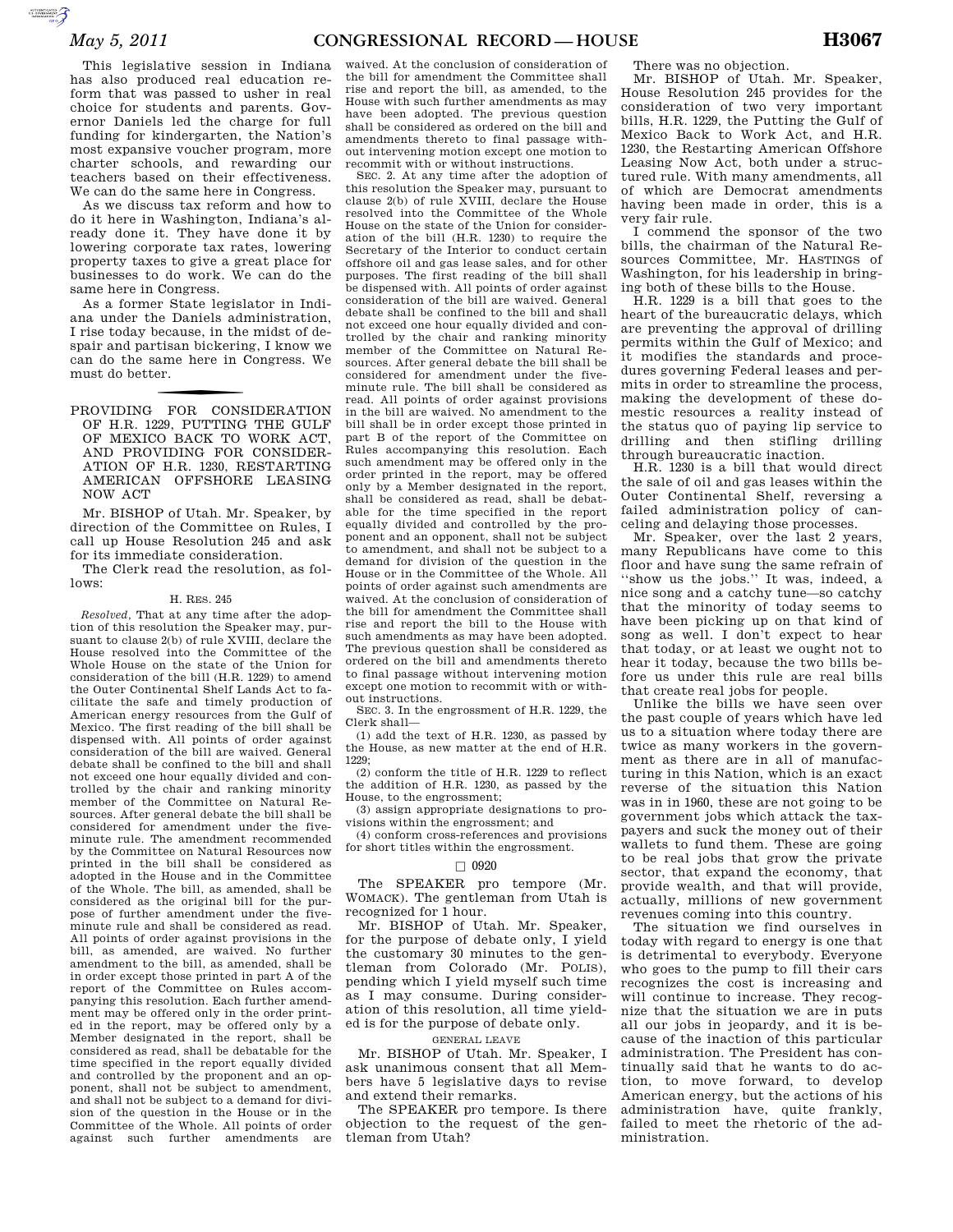This legislative session in Indiana has also produced real education reform that was passed to usher in real choice for students and parents. Governor Daniels led the charge for full funding for kindergarten, the Nation's most expansive voucher program, more charter schools, and rewarding our teachers based on their effectiveness. We can do the same here in Congress.

As we discuss tax reform and how to do it here in Washington, Indiana's already done it. They have done it by lowering corporate tax rates, lowering property taxes to give a great place for businesses to do work. We can do the same here in Congress.

As a former State legislator in Indiana under the Daniels administration, I rise today because, in the midst of despair and partisan bickering, I know we can do the same here in Congress. We must do better.

## PROVIDING FOR CONSIDERATION OF H.R. 1229, PUTTING THE GULF OF MEXICO BACK TO WORK ACT, AND PROVIDING FOR CONSIDERATION OF H.R. 1230, RESTARTING AMERICAN OFFSHORE LEASING NOW ACT

Mr. BISHOP of Utah. Mr. Speaker, by direction of the Committee on Rules, I call up House Resolution 245 and ask for its immediate consideration.

The Clerk read the resolution, as follows:

H. RES. 245

*Resolved*, That at any time after the adoption of this resolution the Speaker may, pursuant to clause 2(b) of rule XVIII, declare the House resolved into the Committee of the Whole House on the state of the Union for consideration of the bill (H.R. 1229) to amend the Outer Continental Shelf Lands Act to facilitate the safe and timely production of American energy resources from the Gulf of Mexico. The first reading of the bill shall be dispensed with. All points of order against consideration of the bill are waived. General debate shall be confined to the bill and shall not exceed one hour equally divided and controlled by the chair and ranking minority member of the Committee on Natural Resources. After general debate the bill shall be considered for amendment under the five-minute rule. The amendment recommended by the Committee on Natural Resources now printed in the bill shall be considered as adopted in the House and in the Committee of the Whole. The bill, as amended, shall be considered as the original bill for the purpose of further amendment under the five-minute rule and shall be considered as read. All points of order against provisions in the bill, as amended, are waived. No further amendment to the bill, as amended, shall be in order except those printed in part A of the report of the Committee on Rules accompanying this resolution. Each further amendment may be offered only in the order printed in the report, may be offered only by a Member designated in the report, shall be considered as read, shall be debatable for the time specified in the report equally divided and controlled by the proponent and an opponent, shall not be subject to amendment, and shall not be subject to a demand for division of the question in the House or in the Committee of the Whole. All points of order against such further amendments are waived. At the conclusion of consideration of the bill for amendment the Committee shall rise and report the bill, as amended, to the House with such further amendments as may have been adopted. The previous question shall be considered as ordered on the bill and amendments thereto to final passage without intervening motion except one motion to recommit with or without instructions.

SEC. 2. At any time after the adoption of this resolution the Speaker may, pursuant to clause 2(b) of rule XVIII, declare the House resolved into the Committee of the Whole House on the state of the Union for consideration of the bill (H.R. 1230) to require the Secretary of the Interior to conduct certain offshore oil and gas lease sales, and for other purposes. The first reading of the bill shall be dispensed with. All points of order against consideration of the bill are waived. General debate shall be confined to the bill and shall not exceed one hour equally divided and controlled by the chair and ranking minority member of the Committee on Natural Resources. After general debate the bill shall be considered for amendment under the five-minute rule. The bill shall be considered as read. All points of order against provisions in the bill are waived. No amendment to the bill shall be in order except those printed in part B of the report of the Committee on Rules accompanying this resolution. Each such amendment may be offered only in the order printed in the report, may be offered only by a Member designated in the report, shall be considered as read, shall be debatable for the time specified in the report equally divided and controlled by the proponent and an opponent, shall not be subject to amendment, and shall not be subject to a demand for division of the question in the House or in the Committee of the Whole. All points of order against such amendments are waived. At the conclusion of consideration of the bill for amendment the Committee shall rise and report the bill to the House with such amendments as may have been adopted. The previous question shall be considered as ordered on the bill and amendments thereto to final passage without intervening motion except one motion to recommit with or without instructions.

SEC. 3. In the engrossment of H.R. 1229, the Clerk shall—

(1) add the text of H.R. 1230, as passed by the House, as new matter at the end of H.R. 1229;

(2) conform the title of H.R. 1229 to reflect the addition of H.R. 1230, as passed by the House, to the engrossment;

(3) assign appropriate designations to provisions within the engrossment; and

(4) conform cross-references and provisions for short titles within the engrossment.

□ 0920

The SPEAKER pro tempore (Mr. WOMACK). The gentleman from Utah is recognized for 1 hour.

Mr. BISHOP of Utah. Mr. Speaker, for the purpose of debate only, I yield the customary 30 minutes to the gentleman from Colorado (Mr. POLIS), pending which I yield myself such time as I may consume. During consideration of this resolution, all time yielded is for the purpose of debate only.

GENERAL LEAVE

Mr. BISHOP of Utah. Mr. Speaker, I ask unanimous consent that all Members have 5 legislative days to revise and extend their remarks.

The SPEAKER pro tempore. Is there objection to the request of the gentleman from Utah?

There was no objection.

Mr. BISHOP of Utah. Mr. Speaker, House Resolution 245 provides for the consideration of two very important bills, H.R. 1229, the Putting the Gulf of Mexico Back to Work Act, and H.R. 1230, the Restarting American Offshore Leasing Now Act, both under a structured rule. With many amendments, all of which are Democrat amendments having been made in order, this is a very fair rule.

I commend the sponsor of the two bills, the chairman of the Natural Resources Committee, Mr. HASTINGS of Washington, for his leadership in bringing both of these bills to the House.

H.R. 1229 is a bill that goes to the heart of the bureaucratic delays, which are preventing the approval of drilling permits within the Gulf of Mexico; and it modifies the standards and procedures governing Federal leases and permits in order to streamline the process, making the development of these domestic resources a reality instead of the status quo of paying lip service to drilling and then stifling drilling through bureaucratic inaction.

H.R. 1230 is a bill that would direct the sale of oil and gas leases within the Outer Continental Shelf, reversing a failed administration policy of canceling and delaying those processes.

Mr. Speaker, over the last 2 years, many Republicans have come to this floor and have sung the same refrain of ''show us the jobs.'' It was, indeed, a nice song and a catchy tune—so catchy that the minority of today seems to have been picking up on that kind of song as well. I don't expect to hear that today, or at least we ought not to hear it today, because the two bills before us under this rule are real bills that create real jobs for people.

Unlike the bills we have seen over the past couple of years which have led us to a situation where today there are twice as many workers in the government as there are in all of manufacturing in this Nation, which is an exact reverse of the situation this Nation was in in 1960, these are not going to be government jobs which attack the taxpayers and suck the money out of their wallets to fund them. These are going to be real jobs that grow the private sector, that expand the economy, that provide wealth, and that will provide, actually, millions of new government revenues coming into this country.

The situation we find ourselves in today with regard to energy is one that is detrimental to everybody. Everyone who goes to the pump to fill their cars recognizes the cost is increasing and will continue to increase. They recognize that the situation we are in puts all our jobs in jeopardy, and it is because of the inaction of this particular administration. The President has continually said that he wants to do action, to move forward, to develop American energy, but the actions of his administration have, quite frankly, failed to meet the rhetoric of the administration.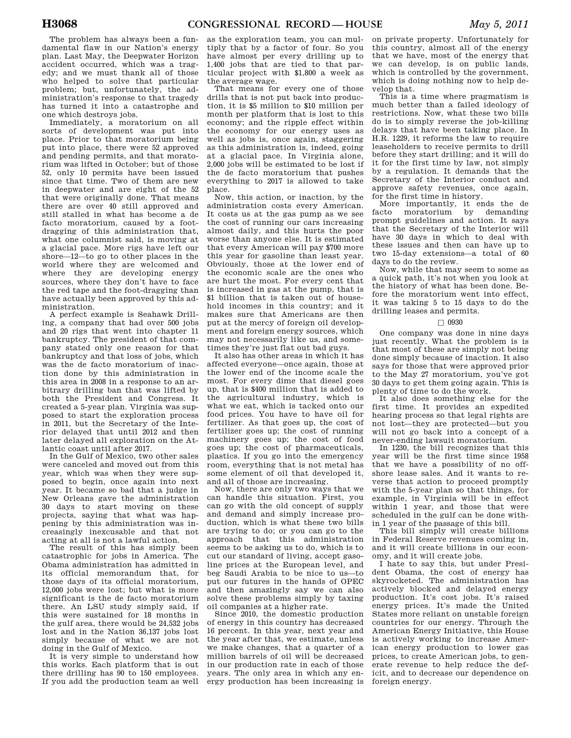The problem has always been a fundamental flaw in our Nation's energy plan. Last May, the Deepwater Horizon accident occurred, which was a tragedy; and we must thank all of those who helped to solve that particular problem; but, unfortunately, the administration's response to that tragedy has turned it into a catastrophe and one which destroys jobs.

Immediately, a moratorium on all sorts of development was put into place. Prior to that moratorium being put into place, there were 52 approved and pending permits, and that moratorium was lifted in October; but of those 52, only 10 permits have been issued since that time. Two of them are new in deepwater and are eight of the 52 that were originally done. That means there are over 40 still approved and still stalled in what has become a de facto moratorium, caused by a foot-dragging of this administration that, what one columnist said, is moving at a glacial pace. More rigs have left our shore—12—to go to other places in the world where they are welcomed and where they are developing energy sources, where they don't have to face the red tape and the foot-dragging than have actually been approved by this administration.

A perfect example is Seahawk Drilling, a company that had over 500 jobs and 20 rigs that went into chapter 11 bankruptcy. The president of that company stated only one reason for that bankruptcy and that loss of jobs, which was the de facto moratorium of inaction done by this administration in this area in 2008 in a response to an arbitrary drilling ban that was lifted by both the President and Congress. It created a 5-year plan. Virginia was supposed to start the exploration process in 2011, but the Secretary of the Interior delayed that until 2012 and then later delayed all exploration on the Atlantic coast until after 2017.

In the Gulf of Mexico, two other sales were canceled and moved out from this year, which was when they were supposed to begin, once again into next year. It became so bad that a judge in New Orleans gave the administration 30 days to start moving on these projects, saying that what was happening by this administration was increasingly inexcusable and that not acting at all is not a lawful action.

The result of this has simply been catastrophic for jobs in America. The Obama administration has admitted in its official memorandum that, for those days of its official moratorium, 12,000 jobs were lost; but what is more significant is the de facto moratorium there. An LSU study simply said, if this were sustained for 18 months in the gulf area, there would be 24,532 jobs lost and in the Nation 36,137 jobs lost simply because of what we are not doing in the Gulf of Mexico.

It is very simple to understand how this works. Each platform that is out there drilling has 90 to 150 employees. If you add the production team as well as the exploration team, you can multiply that by a factor of four. So you have almost per every drilling up to 1,400 jobs that are tied to that particular project with $1,800 a week as the average wage.

That means for every one of those drills that is not put back into production, it is $5 million to $10 million per month per platform that is lost to this economy; and the ripple effect within the economy for our energy uses as well as jobs is, once again, staggering as this administration is, indeed, going at a glacial pace. In Virginia alone, 2,000 jobs will be estimated to be lost if the de facto moratorium that pushes everything to 2017 is allowed to take place.

Now, this action, or inaction, by the administration costs every American. It costs us at the gas pump as we see the cost of running our cars increasing almost daily, and this hurts the poor worse than anyone else. It is estimated that every American will pay $700 more this year for gasoline than least year. Obviously, those at the lower end of the economic scale are the ones who are hurt the most. For every cent that is increased in gas at the pump, that is $1 billion that is taken out of household incomes in this country; and it makes sure that Americans are then put at the mercy of foreign oil development and foreign energy sources, which may not necessarily like us, and sometimes they're just flat out bad guys.

It also has other areas in which it has affected everyone—once again, those at the lower end of the income scale the most. For every dime that diesel goes up, that is $400 million that is added to the agricultural industry, which is what we eat, which is tacked onto our food prices. You have to have oil for fertilizer. As that goes up, the cost of fertilizer goes up; the cost of running machinery goes up; the cost of food goes up; the cost of pharmaceuticals, plastics. If you go into the emergency room, everything that is not metal has some element of oil that developed it, and all of those are increasing.

Now, there are only two ways that we can handle this situation. First, you can go with the old concept of supply and demand and simply increase production, which is what these two bills are trying to do; or you can go to the approach that this administration seems to be asking us to do, which is to cut our standard of living, accept gasoline prices at the European level, and beg Saudi Arabia to be nice to us—to put our futures in the hands of OPEC and then amazingly say we can also solve these problems simply by taxing oil companies at a higher rate.

Since 2010, the domestic production of energy in this country has decreased 16 percent. In this year, next year and the year after that, we estimate, unless we make changes, that a quarter of a million barrels of oil will be decreased in our production rate in each of those years. The only area in which any energy production has been increasing is on private property. Unfortunately for this country, almost all of the energy that we have, most of the energy that we can develop, is on public lands, which is controlled by the government, which is doing nothing now to help develop that.

This is a time where pragmatism is much better than a failed ideology of restrictions. Now, what these two bills do is to simply reverse the job-killing delays that have been taking place. In H.R. 1229, it reforms the law to require leaseholders to receive permits to drill before they start drilling; and it will do it for the first time by law, not simply by a regulation. It demands that the Secretary of the Interior conduct and approve safety revenues, once again, for the first time in history.

More importantly, it ends the de facto moratorium by demanding prompt guidelines and action. It says that the Secretary of the Interior will have 30 days in which to deal with these issues and then can have up to two 15-day extensions—a total of 60 days to do the review.

Now, while that may seem to some as a quick path, it's not when you look at the history of what has been done. Before the moratorium went into effect, it was taking 5 to 15 days to do the drilling leases and permits.

☐ 0930

One company was done in nine days just recently. What the problem is is that most of these are simply not being done simply because of inaction. It also says for those that were approved prior to the May 27 moratorium, you've got 30 days to get them going again. This is plenty of time to do the work.

It also does something else for the first time. It provides an expedited hearing process so that legal rights are not lost—they are protected—but you will not go back into a concept of a never-ending lawsuit moratorium.

In 1230, the bill recognizes that this year will be the first time since 1958 that we have a possibility of no offshore lease sales. And it wants to reverse that action to proceed promptly with the 5-year plan so that things, for example, in Virginia will be in effect within 1 year, and those that were scheduled in the gulf can be done within 1 year of the passage of this bill.

This bill simply will create billions in Federal Reserve revenues coming in, and it will create billions in our economy, and it will create jobs.

I hate to say this, but under President Obama, the cost of energy has skyrocketed. The administration has actively blocked and delayed energy production. It's cost jobs. It's raised energy prices. It's made the United States more reliant on unstable foreign countries for our energy. Through the American Energy Initiative, this House is actively working to increase American energy production to lower gas prices, to create American jobs, to generate revenue to help reduce the deficit, and to decrease our dependence on foreign energy.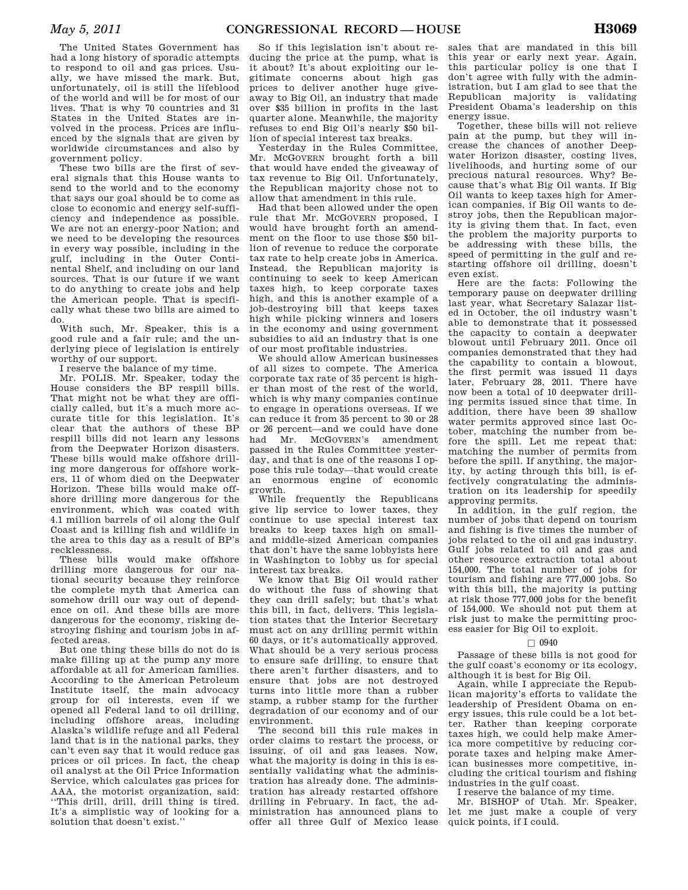The United States Government has had a long history of sporadic attempts to respond to oil and gas prices. Usually, we have missed the mark. But, unfortunately, oil is still the lifeblood of the world and will be for most of our lives. That is why 70 countries and 31 States in the United States are involved in the process. Prices are influenced by the signals that are given by worldwide circumstances and also by government policy.

These two bills are the first of several signals that this House wants to send to the world and to the economy that says our goal should be to come as close to economic and energy self-sufficiency and independence as possible. We are not an energy-poor Nation; and we need to be developing the resources in every way possible, including in the gulf, including in the Outer Continental Shelf, and including on our land sources. That is our future if we want to do anything to create jobs and help the American people. That is specifically what these two bills are aimed to do.

With such, Mr. Speaker, this is a good rule and a fair rule; and the underlying piece of legislation is entirely worthy of our support.

I reserve the balance of my time.

Mr. POLIS. Mr. Speaker, today the House considers the BP respill bills. That might not be what they are officially called, but it's a much more accurate title for this legislation. It's clear that the authors of these BP respill bills did not learn any lessons from the Deepwater Horizon disasters. These bills would make offshore drilling more dangerous for offshore workers, 11 of whom died on the Deepwater Horizon. These bills would make offshore drilling more dangerous for the environment, which was coated with 4.1 million barrels of oil along the Gulf Coast and is killing fish and wildlife in the area to this day as a result of BP's recklessness.

These bills would make offshore drilling more dangerous for our national security because they reinforce the complete myth that America can somehow drill our way out of dependence on oil. And these bills are more dangerous for the economy, risking destroying fishing and tourism jobs in affected areas.

But one thing these bills do not do is make filling up at the pump any more affordable at all for American families. According to the American Petroleum Institute itself, the main advocacy group for oil interests, even if we opened all Federal land to oil drilling, including offshore areas, including Alaska's wildlife refuge and all Federal land that is in the national parks, they can't even say that it would reduce gas prices or oil prices. In fact, the cheap oil analyst at the Oil Price Information Service, which calculates gas prices for AAA, the motorist organization, said: "This drill, drill, drill thing is tired. It's a simplistic way of looking for a solution that doesn't exist."

So if this legislation isn't about reducing the price at the pump, what is it about? It's about exploiting our legitimate concerns about high gas prices to deliver another huge giveaway to Big Oil, an industry that made over $35 billion in profits in the last quarter alone. Meanwhile, the majority refuses to end Big Oil's nearly $50 billion of special interest tax breaks.

Yesterday in the Rules Committee, Mr. MCGOVERN brought forth a bill that would have ended the giveaway of tax revenue to Big Oil. Unfortunately, the Republican majority chose not to allow that amendment in this rule.

Had that been allowed under the open rule that Mr. MCGOVERN proposed, I would have brought forth an amendment on the floor to use those $50 billion of revenue to reduce the corporate tax rate to help create jobs in America. Instead, the Republican majority is continuing to seek to keep American taxes high, to keep corporate taxes high, and this is another example of a job-destroying bill that keeps taxes high while picking winners and losers in the economy and using government subsidies to aid an industry that is one of our most profitable industries.

We should allow American businesses of all sizes to compete. The America corporate tax rate of 35 percent is higher than most of the rest of the world, which is why many companies continue to engage in operations overseas. If we can reduce it from 35 percent to 30 or 28 or 26 percent—and we could have done had Mr. MCGOVERN's amendment passed in the Rules Committee yesterday, and that is one of the reasons I oppose this rule today—that would create an enormous engine of economic growth.

While frequently the Republicans give lip service to lower taxes, they continue to use special interest tax breaks to keep taxes high on small- and middle-sized American companies that don't have the same lobbyists here in Washington to lobby us for special interest tax breaks.

We know that Big Oil would rather do without the fuss of showing that they can drill safely; but that's what this bill, in fact, delivers. This legislation states that the Interior Secretary must act on any drilling permit within 60 days, or it's automatically approved. What should be a very serious process to ensure safe drilling, to ensure that there aren't further disasters, and to ensure that jobs are not destroyed turns into little more than a rubber stamp, a rubber stamp for the further degradation of our economy and of our environment.

The second bill this rule makes in order claims to restart the process, or issuing, of oil and gas leases. Now, what the majority is doing in this is essentially validating what the administration has already done. The administration has already restarted offshore drilling in February. In fact, the administration has announced plans to offer all three Gulf of Mexico lease sales that are mandated in this bill this year or early next year. Again, this particular policy is one that I don't agree with fully with the administration, but I am glad to see that the Republican majority is validating President Obama's leadership on this energy issue.

Together, these bills will not relieve pain at the pump, but they will increase the chances of another Deepwater Horizon disaster, costing lives, livelihoods, and hurting some of our precious natural resources. Why? Because that's what Big Oil wants. If Big Oil wants to keep taxes high for American companies, if Big Oil wants to destroy jobs, then the Republican majority is giving them that. In fact, even the problem the majority purports to be addressing with these bills, the speed of permitting in the gulf and restarting offshore oil drilling, doesn't even exist.

Here are the facts: Following the temporary pause on deepwater drilling last year, what Secretary Salazar listed in October, the oil industry wasn't able to demonstrate that it possessed the capacity to contain a deepwater blowout until February 2011. Once oil companies demonstrated that they had the capability to contain a blowout, the first permit was issued 11 days later, February 28, 2011. There have now been a total of 10 deepwater drilling permits issued since that time. In addition, there have been 39 shallow water permits approved since last October, matching the number from before the spill. Let me repeat that: matching the number of permits from before the spill. If anything, the majority, by acting through this bill, is effectively congratulating the administration on its leadership for speedily approving permits.

In addition, in the gulf region, the number of jobs that depend on tourism and fishing is five times the number of jobs related to the oil and gas industry. Gulf jobs related to oil and gas and other resource extraction total about 154,000. The total number of jobs for tourism and fishing are 777,000 jobs. So with this bill, the majority is putting at risk those 777,000 jobs for the benefit of 154,000. We should not put them at risk just to make the permitting process easier for Big Oil to exploit.

□ 0940

Passage of these bills is not good for the gulf coast's economy or its ecology, although it is best for Big Oil.

Again, while I appreciate the Republican majority's efforts to validate the leadership of President Obama on energy issues, this rule could be a lot better. Rather than keeping corporate taxes high, we could help make America more competitive by reducing corporate taxes and helping make American businesses more competitive, including the critical tourism and fishing industries in the gulf coast.

I reserve the balance of my time.

Mr. BISHOP of Utah. Mr. Speaker, let me just make a couple of very quick points, if I could.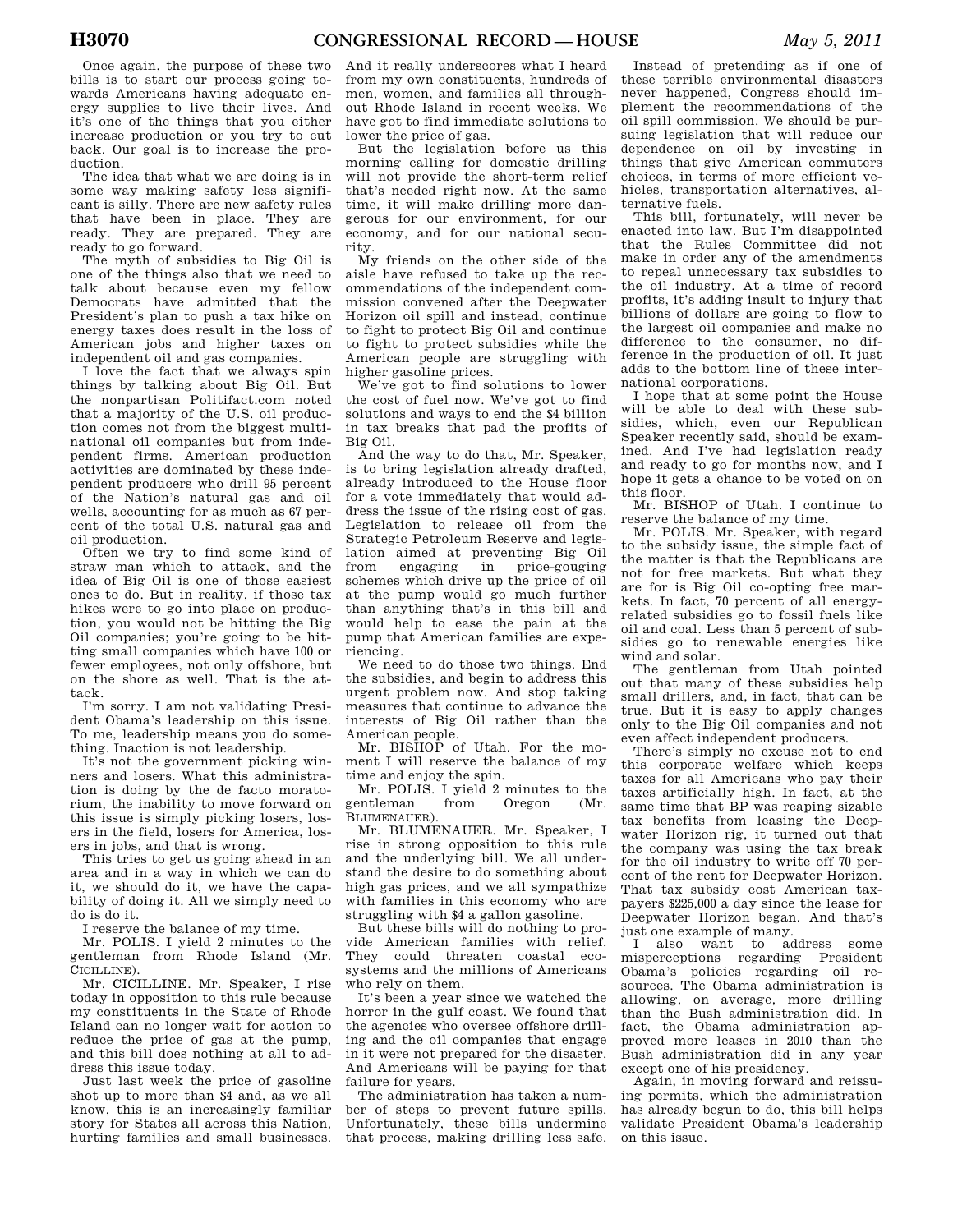Once again, the purpose of these two bills is to start our process going towards Americans having adequate energy supplies to live their lives. And it's one of the things that you either increase production or you try to cut back. Our goal is to increase the production.

The idea that what we are doing is in some way making safety less significant is silly. There are new safety rules that have been in place. They are ready. They are prepared. They are ready to go forward.

The myth of subsidies to Big Oil is one of the things also that we need to talk about because even my fellow Democrats have admitted that the President's plan to push a tax hike on energy taxes does result in the loss of American jobs and higher taxes on independent oil and gas companies.

I love the fact that we always spin things by talking about Big Oil. But the nonpartisan Politifact.com noted that a majority of the U.S. oil production comes not from the biggest multinational oil companies but from independent firms. American production activities are dominated by these independent producers who drill 95 percent of the Nation's natural gas and oil wells, accounting for as much as 67 percent of the total U.S. natural gas and oil production.

Often we try to find some kind of straw man which to attack, and the idea of Big Oil is one of those easiest ones to do. But in reality, if those tax hikes were to go into place on production, you would not be hitting the Big Oil companies; you're going to be hitting small companies which have 100 or fewer employees, not only offshore, but on the shore as well. That is the attack.

I'm sorry. I am not validating President Obama's leadership on this issue. To me, leadership means you do something. Inaction is not leadership.

It's not the government picking winners and losers. What this administration is doing by the de facto moratorium, the inability to move forward on this issue is simply picking losers, losers in the field, losers for America, losers in jobs, and that is wrong.

This tries to get us going ahead in an area and in a way in which we can do it, we should do it, we have the capability of doing it. All we simply need to do is do it.

I reserve the balance of my time.

Mr. POLIS. I yield 2 minutes to the gentleman from Rhode Island (Mr. CICILLINE).

Mr. CICILLINE. Mr. Speaker, I rise today in opposition to this rule because my constituents in the State of Rhode Island can no longer wait for action to reduce the price of gas at the pump, and this bill does nothing at all to address this issue today.

Just last week the price of gasoline shot up to more than $4 and, as we all know, this is an increasingly familiar story for States all across this Nation, hurting families and small businesses. And it really underscores what I heard from my own constituents, hundreds of men, women, and families all throughout Rhode Island in recent weeks. We have got to find immediate solutions to lower the price of gas.

But the legislation before us this morning calling for domestic drilling will not provide the short-term relief that's needed right now. At the same time, it will make drilling more dangerous for our environment, for our economy, and for our national security.

My friends on the other side of the aisle have refused to take up the recommendations of the independent commission convened after the Deepwater Horizon oil spill and instead, continue to fight to protect Big Oil and continue to fight to protect subsidies while the American people are struggling with higher gasoline prices.

We've got to find solutions to lower the cost of fuel now. We've got to find solutions and ways to end the $4 billion in tax breaks that pad the profits of Big Oil.

And the way to do that, Mr. Speaker, is to bring legislation already drafted, already introduced to the House floor for a vote immediately that would address the issue of the rising cost of gas. Legislation to release oil from the Strategic Petroleum Reserve and legislation aimed at preventing Big Oil from engaging in price-gouging schemes which drive up the price of oil at the pump would go much further than anything that's in this bill and would help to ease the pain at the pump that American families are experiencing.

We need to do those two things. End the subsidies, and begin to address this urgent problem now. And stop taking measures that continue to advance the interests of Big Oil rather than the American people.

Mr. BISHOP of Utah. For the moment I will reserve the balance of my time and enjoy the spin.

Mr. POLIS. I yield 2 minutes to the gentleman from Oregon (Mr. BLUMENAUER).

Mr. BLUMENAUER. Mr. Speaker, I rise in strong opposition to this rule and the underlying bill. We all understand the desire to do something about high gas prices, and we all sympathize with families in this economy who are struggling with $4 a gallon gasoline.

But these bills will do nothing to provide American families with relief. They could threaten coastal ecosystems and the millions of Americans who rely on them.

It's been a year since we watched the horror in the gulf coast. We found that the agencies who oversee offshore drilling and the oil companies that engage in it were not prepared for the disaster. And Americans will be paying for that failure for years.

The administration has taken a number of steps to prevent future spills. Unfortunately, these bills undermine that process, making drilling less safe.

Instead of pretending as if one of these terrible environmental disasters never happened, Congress should implement the recommendations of the oil spill commission. We should be pursuing legislation that will reduce our dependence on oil by investing in things that give American commuters choices, in terms of more efficient vehicles, transportation alternatives, alternative fuels.

This bill, fortunately, will never be enacted into law. But I'm disappointed that the Rules Committee did not make in order any of the amendments to repeal unnecessary tax subsidies to the oil industry. At a time of record profits, it's adding insult to injury that billions of dollars are going to flow to the largest oil companies and make no difference to the consumer, no difference in the production of oil. It just adds to the bottom line of these international corporations.

I hope that at some point the House will be able to deal with these subsidies, which, even our Republican Speaker recently said, should be examined. And I've had legislation ready and ready to go for months now, and I hope it gets a chance to be voted on on this floor.

Mr. BISHOP of Utah. I continue to reserve the balance of my time.

Mr. POLIS. Mr. Speaker, with regard to the subsidy issue, the simple fact of the matter is that the Republicans are not for free markets. But what they are for is Big Oil co-opting free markets. In fact, 70 percent of all energy-related subsidies go to fossil fuels like oil and coal. Less than 5 percent of subsidies go to renewable energies like wind and solar.

The gentleman from Utah pointed out that many of these subsidies help small drillers, and, in fact, that can be true. But it is easy to apply changes only to the Big Oil companies and not even affect independent producers.

There's simply no excuse not to end this corporate welfare which keeps taxes for all Americans who pay their taxes artificially high. In fact, at the same time that BP was reaping sizable tax benefits from leasing the Deepwater Horizon rig, it turned out that the company was using the tax break for the oil industry to write off 70 percent of the rent for Deepwater Horizon. That tax subsidy cost American taxpayers $225,000 a day since the lease for Deepwater Horizon began. And that's just one example of many.

I also want to address some misperceptions regarding President Obama's policies regarding oil resources. The Obama administration is allowing, on average, more drilling than the Bush administration did. In fact, the Obama administration approved more leases in 2010 than the Bush administration did in any year except one of his presidency.

Again, in moving forward and reissuing permits, which the administration has already begun to do, this bill helps validate President Obama's leadership on this issue.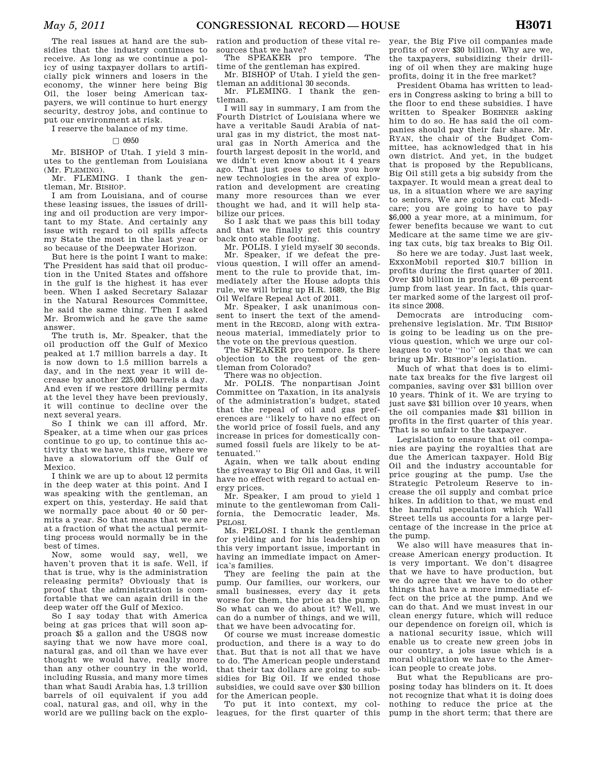The real issues at hand are the subsidies that the industry continues to receive. As long as we continue a policy of using taxpayer dollars to artificially pick winners and losers in the economy, the winner here being Big Oil, the loser being American taxpayers, we will continue to hurt energy security, destroy jobs, and continue to put our environment at risk.

I reserve the balance of my time.

□ 0950

Mr. BISHOP of Utah. I yield 3 minutes to the gentleman from Louisiana (Mr. FLEMING).

Mr. FLEMING. I thank the gentleman, Mr. BISHOP.

I am from Louisiana, and of course these leasing issues, the issues of drilling and oil production are very important to my State. And certainly any issue with regard to oil spills affects my State the most in the last year or so because of the Deepwater Horizon.

But here is the point I want to make: The President has said that oil production in the United States and offshore in the gulf is the highest it has ever been. When I asked Secretary Salazar in the Natural Resources Committee, he said the same thing. Then I asked Mr. Bromwich and he gave the same answer.

The truth is, Mr. Speaker, that the oil production off the Gulf of Mexico peaked at 1.7 million barrels a day. It is now down to 1.5 million barrels a day, and in the next year it will decrease by another 225,000 barrels a day. And even if we restore drilling permits at the level they have been previously, it will continue to decline over the next several years.

So I think we can ill afford, Mr. Speaker, at a time when our gas prices continue to go up, to continue this activity that we have, this ruse, where we have a slowatorium off the Gulf of Mexico.

I think we are up to about 12 permits in the deep water at this point. And I was speaking with the gentleman, an expert on this, yesterday. He said that we normally pace about 40 or 50 permits a year. So that means that we are at a fraction of what the actual permitting process would normally be in the best of times.

Now, some would say, well, we haven't proven that it is safe. Well, if that is true, why is the administration releasing permits? Obviously that is proof that the administration is comfortable that we can again drill in the deep water off the Gulf of Mexico.

So I say today that with America being at gas prices that will soon approach $5 a gallon and the USGS now saying that we now have more coal, natural gas, and oil than we have ever thought we would have, really more than any other country in the world, including Russia, and many more times than what Saudi Arabia has, 1.3 trillion barrels of oil equivalent if you add coal, natural gas, and oil, why in the world are we pulling back on the exploration and production of these vital resources that we have?

The SPEAKER pro tempore. The time of the gentleman has expired.

Mr. BISHOP of Utah. I yield the gentleman an additional 30 seconds.

Mr. FLEMING. I thank the gentleman.

I will say in summary, I am from the Fourth District of Louisiana where we have a veritable Saudi Arabia of natural gas in my district, the most natural gas in North America and the fourth largest deposit in the world, and we didn't even know about it 4 years ago. That just goes to show you how new technologies in the area of exploration and development are creating many more resources than we ever thought we had, and it will help stabilize our prices.

So I ask that we pass this bill today and that we finally get this country back onto stable footing.

Mr. POLIS. I yield myself 30 seconds.

Mr. Speaker, if we defeat the previous question, I will offer an amendment to the rule to provide that, immediately after the House adopts this rule, we will bring up H.R. 1689, the Big Oil Welfare Repeal Act of 2011.

Mr. Speaker, I ask unanimous consent to insert the text of the amendment in the RECORD, along with extraneous material, immediately prior to the vote on the previous question.

The SPEAKER pro tempore. Is there objection to the request of the gentleman from Colorado?

There was no objection.

Mr. POLIS. The nonpartisan Joint Committee on Taxation, in its analysis of the administration's budget, stated that the repeal of oil and gas preferences are ''likely to have no effect on the world price of fossil fuels, and any increase in prices for domestically consumed fossil fuels are likely to be attenuated.''

Again, when we talk about ending the giveaway to Big Oil and Gas, it will have no effect with regard to actual energy prices.

Mr. Speaker, I am proud to yield 1 minute to the gentlewoman from California, the Democratic leader, Ms. PELOSI.

Ms. PELOSI. I thank the gentleman for yielding and for his leadership on this very important issue, important in having an immediate impact on America's families.

They are feeling the pain at the pump. Our families, our workers, our small businesses, every day it gets worse for them, the price at the pump. So what can we do about it? Well, we can do a number of things, and we will, that we have been advocating for.

Of course we must increase domestic production, and there is a way to do that. But that is not all that we have to do. The American people understand that their tax dollars are going to subsidies for Big Oil. If we ended those subsidies, we could save over $30 billion for the American people.

To put it into context, my colleagues, for the first quarter of this year, the Big Five oil companies made profits of over $30 billion. Why are we, the taxpayers, subsidizing their drilling of oil when they are making huge profits, doing it in the free market?

President Obama has written to leaders in Congress asking to bring a bill to the floor to end these subsidies. I have written to Speaker BOEHNER asking him to do so. He has said the oil companies should pay their fair share. Mr. RYAN, the chair of the Budget Committee, has acknowledged that in his own district. And yet, in the budget that is proposed by the Republicans, Big Oil still gets a big subsidy from the taxpayer. It would mean a great deal to us, in a situation where we are saying to seniors, We are going to cut Medicare; you are going to have to pay $6,000 a year more, at a minimum, for fewer benefits because we want to cut Medicare at the same time we are giving tax cuts, big tax breaks to Big Oil.

So here we are today. Just last week, ExxonMobil reported $10.7 billion in profits during the first quarter of 2011. Over $10 billion in profits, a 69 percent jump from last year. In fact, this quarter marked some of the largest oil profits since 2008.

Democrats are introducing comprehensive legislation. Mr. TIM BISHOP is going to be leading us on the previous question, which we urge our colleagues to vote ''no'' on so that we can bring up Mr. BISHOP's legislation.

Much of what that does is to eliminate tax breaks for the five largest oil companies, saving over $31 billion over 10 years. Think of it. We are trying to just save $31 billion over 10 years, when the oil companies made $31 billion in profits in the first quarter of this year. That is so unfair to the taxpayer.

Legislation to ensure that oil companies are paying the royalties that are due the American taxpayer. Hold Big Oil and the industry accountable for price gouging at the pump. Use the Strategic Petroleum Reserve to increase the oil supply and combat price hikes. In addition to that, we must end the harmful speculation which Wall Street tells us accounts for a large percentage of the increase in the price at the pump.

We also will have measures that increase American energy production. It is very important. We don't disagree that we have to have production, but we do agree that we have to do other things that have a more immediate effect on the price at the pump. And we can do that. And we must invest in our clean energy future, which will reduce our dependence on foreign oil, which is a national security issue, which will enable us to create new green jobs in our country, a jobs issue which is a moral obligation we have to the American people to create jobs.

But what the Republicans are proposing today has blinders on it. It does not recognize that what it is doing does nothing to reduce the price at the pump in the short term; that there are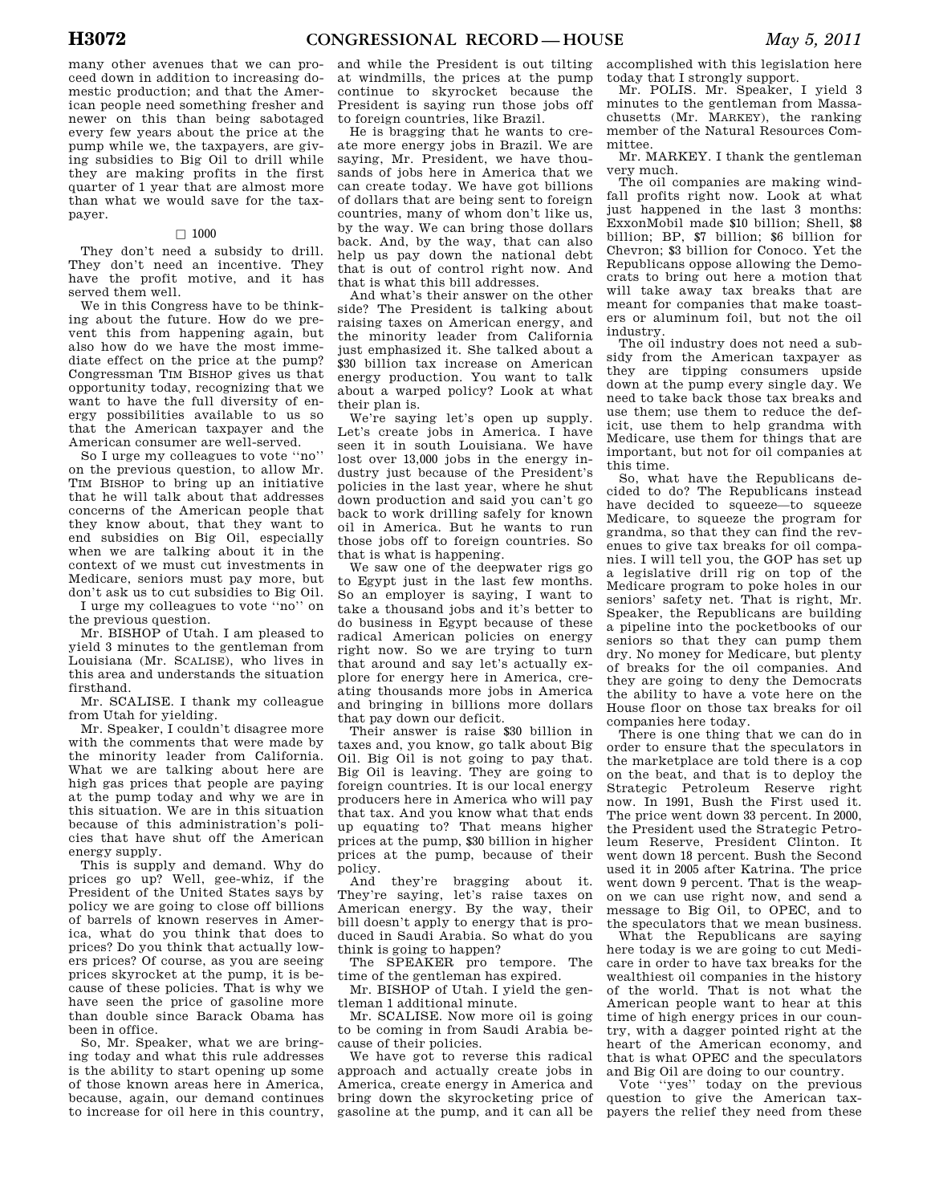many other avenues that we can proceed down in addition to increasing domestic production; and that the American people need something fresher and newer on this than being sabotaged every few years about the price at the pump while we, the taxpayers, are giving subsidies to Big Oil to drill while they are making profits in the first quarter of 1 year that are almost more than what we would save for the taxpayer.

□ 1000

They don't need a subsidy to drill. They don't need an incentive. They have the profit motive, and it has served them well.

We in this Congress have to be thinking about the future. How do we prevent this from happening again, but also how do we have the most immediate effect on the price at the pump? Congressman TIM BISHOP gives us that opportunity today, recognizing that we want to have the full diversity of energy possibilities available to us so that the American taxpayer and the American consumer are well-served.

So I urge my colleagues to vote ''no'' on the previous question, to allow Mr. TIM BISHOP to bring up an initiative that he will talk about that addresses concerns of the American people that they know about, that they want to end subsidies on Big Oil, especially when we are talking about it in the context of we must cut investments in Medicare, seniors must pay more, but don't ask us to cut subsidies to Big Oil.

I urge my colleagues to vote ''no'' on the previous question.

Mr. BISHOP of Utah. I am pleased to yield 3 minutes to the gentleman from Louisiana (Mr. SCALISE), who lives in this area and understands the situation firsthand.

Mr. SCALISE. I thank my colleague from Utah for yielding.

Mr. Speaker, I couldn't disagree more with the comments that were made by the minority leader from California. What we are talking about here are high gas prices that people are paying at the pump today and why we are in this situation. We are in this situation because of this administration's policies that have shut off the American energy supply.

This is supply and demand. Why do prices go up? Well, gee-whiz, if the President of the United States says by policy we are going to close off billions of barrels of known reserves in America, what do you think that does to prices? Do you think that actually lowers prices? Of course, as you are seeing prices skyrocket at the pump, it is because of these policies. That is why we have seen the price of gasoline more than double since Barack Obama has been in office.

So, Mr. Speaker, what we are bringing today and what this rule addresses is the ability to start opening up some of those known areas here in America, because, again, our demand continues to increase for oil here in this country, and while the President is out tilting at windmills, the prices at the pump continue to skyrocket because the President is saying run those jobs off to foreign countries, like Brazil.

He is bragging that he wants to create more energy jobs in Brazil. We are saying, Mr. President, we have thousands of jobs here in America that we can create today. We have got billions of dollars that are being sent to foreign countries, many of whom don't like us, by the way. We can bring those dollars back. And, by the way, that can also help us pay down the national debt that is out of control right now. And that is what this bill addresses.

And what's their answer on the other side? The President is talking about raising taxes on American energy, and the minority leader from California just emphasized it. She talked about a $30 billion tax increase on American energy production. You want to talk about a warped policy? Look at what their plan is.

We're saying let's open up supply. Let's create jobs in America. I have seen it in south Louisiana. We have lost over 13,000 jobs in the energy industry just because of the President's policies in the last year, where he shut down production and said you can't go back to work drilling safely for known oil in America. But he wants to run those jobs off to foreign countries. So that is what is happening.

We saw one of the deepwater rigs go to Egypt just in the last few months. So an employer is saying, I want to take a thousand jobs and it's better to do business in Egypt because of these radical American policies on energy right now. So we are trying to turn that around and say let's actually explore for energy here in America, creating thousands more jobs in America and bringing in billions more dollars that pay down our deficit.

Their answer is raise $30 billion in taxes and, you know, go talk about Big Oil. Big Oil is not going to pay that. Big Oil is leaving. They are going to foreign countries. It is our local energy producers here in America who will pay that tax. And you know what that ends up equating to? That means higher prices at the pump, $30 billion in higher prices at the pump, because of their policy.

And they're bragging about it. They're saying, let's raise taxes on American energy. By the way, their bill doesn't apply to energy that is produced in Saudi Arabia. So what do you think is going to happen?

The SPEAKER pro tempore. The time of the gentleman has expired.

Mr. BISHOP of Utah. I yield the gentleman 1 additional minute.

Mr. SCALISE. Now more oil is going to be coming in from Saudi Arabia because of their policies.

We have got to reverse this radical approach and actually create jobs in America, create energy in America and bring down the skyrocketing price of gasoline at the pump, and it can all be accomplished with this legislation here today that I strongly support.

Mr. POLIS. Mr. Speaker, I yield 3 minutes to the gentleman from Massachusetts (Mr. MARKEY), the ranking member of the Natural Resources Committee.

Mr. MARKEY. I thank the gentleman very much.

The oil companies are making windfall profits right now. Look at what just happened in the last 3 months: ExxonMobil made $10 billion; Shell, $8 billion; BP, $7 billion; $6 billion for Chevron; $3 billion for Conoco. Yet the Republicans oppose allowing the Democrats to bring out here a motion that will take away tax breaks that are meant for companies that make toasters or aluminum foil, but not the oil industry.

The oil industry does not need a subsidy from the American taxpayer as they are tipping consumers upside down at the pump every single day. We need to take back those tax breaks and use them; use them to reduce the deficit, use them to help grandma with Medicare, use them for things that are important, but not for oil companies at this time.

So, what have the Republicans decided to do? The Republicans instead have decided to squeeze—to squeeze Medicare, to squeeze the program for grandma, so that they can find the revenues to give tax breaks for oil companies. I will tell you, the GOP has set up a legislative drill rig on top of the Medicare program to poke holes in our seniors' safety net. That is right, Mr. Speaker, the Republicans are building a pipeline into the pocketbooks of our seniors so that they can pump them dry. No money for Medicare, but plenty of breaks for the oil companies. And they are going to deny the Democrats the ability to have a vote here on the House floor on those tax breaks for oil companies here today.

There is one thing that we can do in order to ensure that the speculators in the marketplace are told there is a cop on the beat, and that is to deploy the Strategic Petroleum Reserve right now. In 1991, Bush the First used it. The price went down 33 percent. In 2000, the President used the Strategic Petroleum Reserve, President Clinton. It went down 18 percent. Bush the Second used it in 2005 after Katrina. The price went down 9 percent. That is the weapon we can use right now, and send a message to Big Oil, to OPEC, and to the speculators that we mean business.

What the Republicans are saying here today is we are going to cut Medicare in order to have tax breaks for the wealthiest oil companies in the history of the world. That is not what the American people want to hear at this time of high energy prices in our country, with a dagger pointed right at the heart of the American economy, and that is what OPEC and the speculators and Big Oil are doing to our country.

Vote ''yes'' today on the previous question to give the American taxpayers the relief they need from these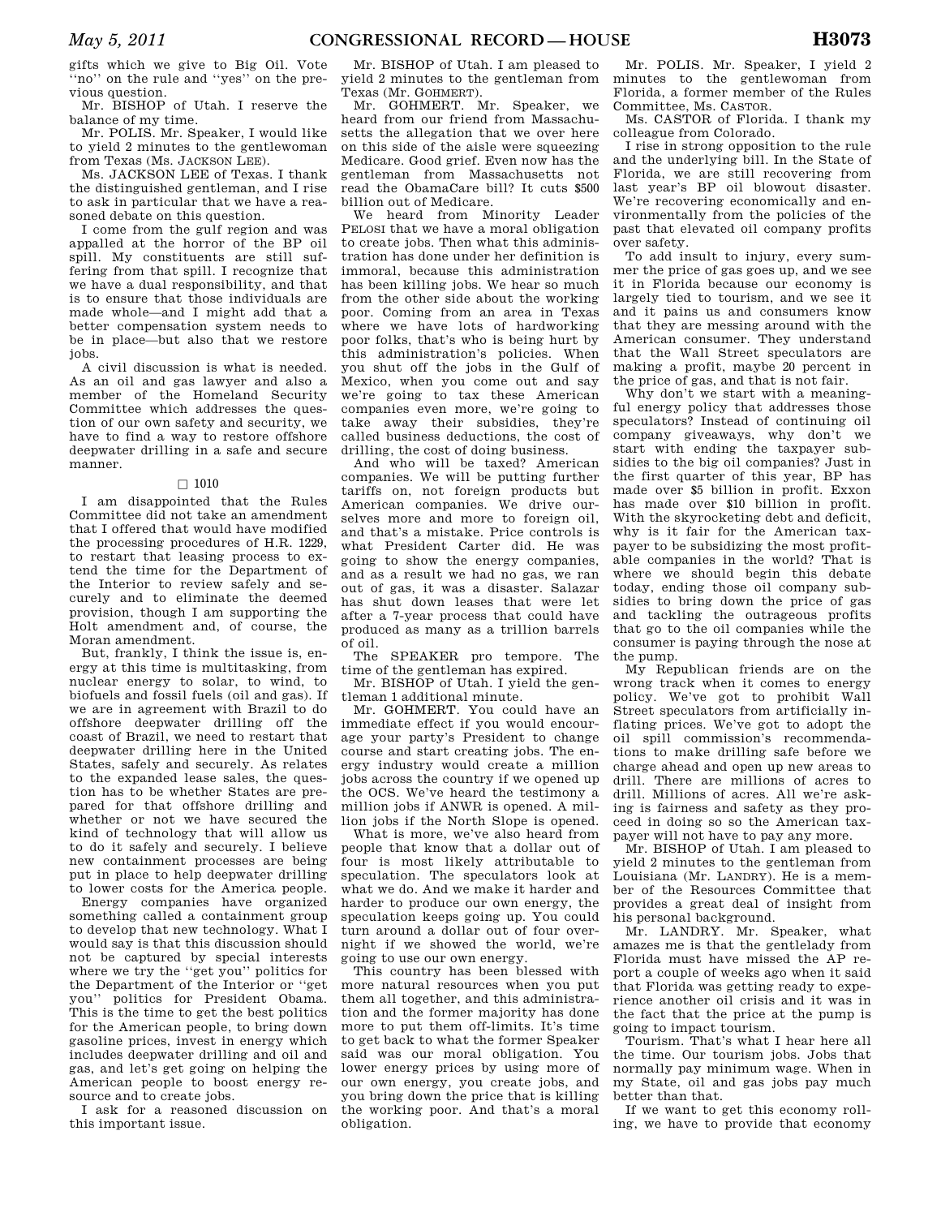gifts which we give to Big Oil. Vote "no" on the rule and "yes" on the previous question.

Mr. BISHOP of Utah. I reserve the balance of my time.

Mr. POLIS. Mr. Speaker, I would like to yield 2 minutes to the gentlewoman from Texas (Ms. JACKSON LEE).

Ms. JACKSON LEE of Texas. I thank the distinguished gentleman, and I rise to ask in particular that we have a reasoned debate on this question.

I come from the gulf region and was appalled at the horror of the BP oil spill. My constituents are still suffering from that spill. I recognize that we have a dual responsibility, and that is to ensure that those individuals are made whole—and I might add that a better compensation system needs to be in place—but also that we restore jobs.

A civil discussion is what is needed. As an oil and gas lawyer and also a member of the Homeland Security Committee which addresses the question of our own safety and security, we have to find a way to restore offshore deepwater drilling in a safe and secure manner.

□ 1010

I am disappointed that the Rules Committee did not take an amendment that I offered that would have modified the processing procedures of H.R. 1229, to restart that leasing process to extend the time for the Department of the Interior to review safely and securely and to eliminate the deemed provision, though I am supporting the Holt amendment and, of course, the Moran amendment.

But, frankly, I think the issue is, energy at this time is multitasking, from nuclear energy to solar, to wind, to biofuels and fossil fuels (oil and gas). If we are in agreement with Brazil to do offshore deepwater drilling off the coast of Brazil, we need to restart that deepwater drilling here in the United States, safely and securely. As relates to the expanded lease sales, the question has to be whether States are prepared for that offshore drilling and whether or not we have secured the kind of technology that will allow us to do it safely and securely. I believe new containment processes are being put in place to help deepwater drilling to lower costs for the America people.

Energy companies have organized something called a containment group to develop that new technology. What I would say is that this discussion should not be captured by special interests where we try the "get you" politics for the Department of the Interior or "get you" politics for President Obama. This is the time to get the best politics for the American people, to bring down gasoline prices, invest in energy which includes deepwater drilling and oil and gas, and let's get going on helping the American people to boost energy resource and to create jobs.

I ask for a reasoned discussion on this important issue.

Mr. BISHOP of Utah. I am pleased to yield 2 minutes to the gentleman from Texas (Mr. GOHMERT).

Mr. GOHMERT. Mr. Speaker, we heard from our friend from Massachusetts the allegation that we over here on this side of the aisle were squeezing Medicare. Good grief. Even now has the gentleman from Massachusetts not read the ObamaCare bill? It cuts $500 billion out of Medicare.

We heard from Minority Leader PELOSI that we have a moral obligation to create jobs. Then what this administration has done under her definition is immoral, because this administration has been killing jobs. We hear so much from the other side about the working poor. Coming from an area in Texas where we have lots of hardworking poor folks, that's who is being hurt by this administration's policies. When you shut off the jobs in the Gulf of Mexico, when you come out and say we're going to tax these American companies even more, we're going to take away their subsidies, they're called business deductions, the cost of drilling, the cost of doing business.

And who will be taxed? American companies. We will be putting further tariffs on, not foreign products but American companies. We drive ourselves more and more to foreign oil, and that's a mistake. Price controls is what President Carter did. He was going to show the energy companies, and as a result we had no gas, we ran out of gas, it was a disaster. Salazar has shut down leases that were let after a 7-year process that could have produced as many as a trillion barrels of oil.

The SPEAKER pro tempore. The time of the gentleman has expired.

Mr. BISHOP of Utah. I yield the gentleman 1 additional minute.

Mr. GOHMERT. You could have an immediate effect if you would encourage your party's President to change course and start creating jobs. The energy industry would create a million jobs across the country if we opened up the OCS. We've heard the testimony a million jobs if ANWR is opened. A million jobs if the North Slope is opened.

What is more, we've also heard from people that know that a dollar out of four is most likely attributable to speculation. The speculators look at what we do. And we make it harder and harder to produce our own energy, the speculation keeps going up. You could turn around a dollar out of four overnight if we showed the world, we're going to use our own energy.

This country has been blessed with more natural resources when you put them all together, and this administration and the former majority has done more to put them off-limits. It's time to get back to what the former Speaker said was our moral obligation. You lower energy prices by using more of our own energy, you create jobs, and you bring down the price that is killing the working poor. And that's a moral obligation.

Mr. POLIS. Mr. Speaker, I yield 2 minutes to the gentlewoman from Florida, a former member of the Rules Committee, Ms. CASTOR.

Ms. CASTOR of Florida. I thank my colleague from Colorado.

I rise in strong opposition to the rule and the underlying bill. In the State of Florida, we are still recovering from last year's BP oil blowout disaster. We're recovering economically and environmentally from the policies of the past that elevated oil company profits over safety.

To add insult to injury, every summer the price of gas goes up, and we see it in Florida because our economy is largely tied to tourism, and we see it and it pains us and consumers know that they are messing around with the American consumer. They understand that the Wall Street speculators are making a profit, maybe 20 percent in the price of gas, and that is not fair.

Why don't we start with a meaningful energy policy that addresses those speculators? Instead of continuing oil company giveaways, why don't we start with ending the taxpayer subsidies to the big oil companies? Just in the first quarter of this year, BP has made over $5 billion in profit. Exxon has made over $10 billion in profit. With the skyrocketing debt and deficit, why is it fair for the American taxpayer to be subsidizing the most profitable companies in the world? That is where we should begin this debate today, ending those oil company subsidies to bring down the price of gas and tackling the outrageous profits that go to the oil companies while the consumer is paying through the nose at the pump.

My Republican friends are on the wrong track when it comes to energy policy. We've got to prohibit Wall Street speculators from artificially inflating prices. We've got to adopt the oil spill commission's recommendations to make drilling safe before we charge ahead and open up new areas to drill. There are millions of acres to drill. Millions of acres. All we're asking is fairness and safety as they proceed in doing so so the American taxpayer will not have to pay any more.

Mr. BISHOP of Utah. I am pleased to yield 2 minutes to the gentleman from Louisiana (Mr. LANDRY). He is a member of the Resources Committee that provides a great deal of insight from his personal background.

Mr. LANDRY. Mr. Speaker, what amazes me is that the gentlelady from Florida must have missed the AP report a couple of weeks ago when it said that Florida was getting ready to experience another oil crisis and it was in the fact that the price at the pump is going to impact tourism.

Tourism. That's what I hear here all the time. Our tourism jobs. Jobs that normally pay minimum wage. When in my State, oil and gas jobs pay much better than that.

If we want to get this economy rolling, we have to provide that economy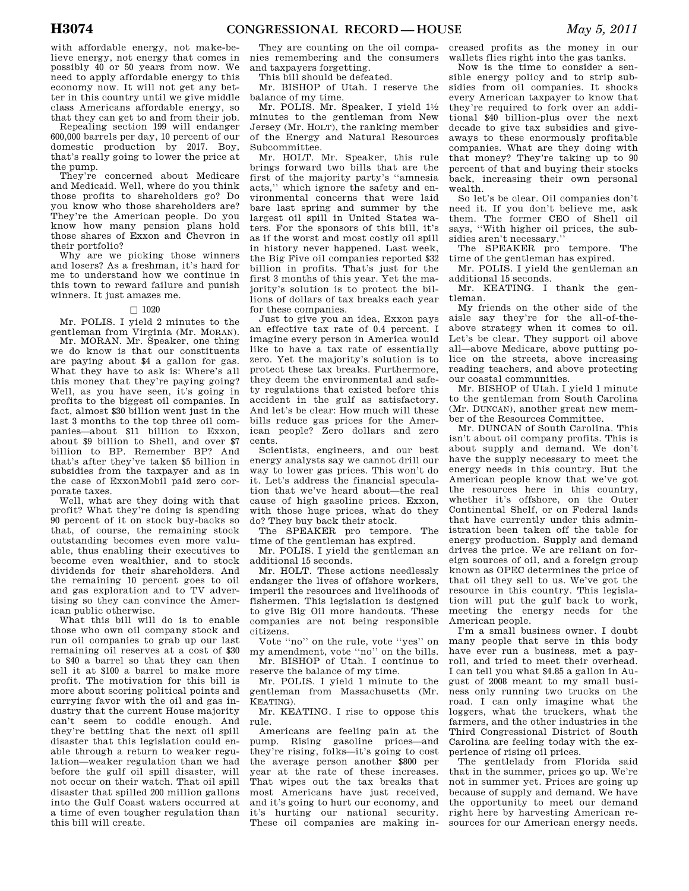with affordable energy, not make-believe energy, not energy that comes in possibly 40 or 50 years from now. We need to apply affordable energy to this economy now. It will not get any better in this country until we give middle class Americans affordable energy, so that they can get to and from their job.

Repealing section 199 will endanger 600,000 barrels per day, 10 percent of our domestic production by 2017. Boy, that's really going to lower the price at the pump.

They're concerned about Medicare and Medicaid. Well, where do you think those profits to shareholders go? Do you know who those shareholders are? They're the American people. Do you know how many pension plans hold those shares of Exxon and Chevron in their portfolio?

Why are we picking those winners and losers? As a freshman, it's hard for me to understand how we continue in this town to reward failure and punish winners. It just amazes me.

□ 1020

Mr. POLIS. I yield 2 minutes to the gentleman from Virginia (Mr. MORAN).

Mr. MORAN. Mr. Speaker, one thing we do know is that our constituents are paying about $4 a gallon for gas. What they have to ask is: Where's all this money that they're paying going? Well, as you have seen, it's going in profits to the biggest oil companies. In fact, almost $30 billion went just in the last 3 months to the top three oil companies—about $11 billion to Exxon, about $9 billion to Shell, and over $7 billion to BP. Remember BP? And that's after they've taken $5 billion in subsidies from the taxpayer and as in the case of ExxonMobil paid zero corporate taxes.

Well, what are they doing with that profit? What they're doing is spending 90 percent of it on stock buy-backs so that, of course, the remaining stock outstanding becomes even more valuable, thus enabling their executives to become even wealthier, and to stock dividends for their shareholders. And the remaining 10 percent goes to oil and gas exploration and to TV advertising so they can convince the American public otherwise.

What this bill will do is to enable those who own oil company stock and run oil companies to grab up our last remaining oil reserves at a cost of $30 to $40 a barrel so that they can then sell it at $100 a barrel to make more profit. The motivation for this bill is more about scoring political points and currying favor with the oil and gas industry that the current House majority can't seem to coddle enough. And they're betting that the next oil spill disaster that this legislation could enable through a return to weaker regulation—weaker regulation than we had before the gulf oil spill disaster, will not occur on their watch. That oil spill disaster that spilled 200 million gallons into the Gulf Coast waters occurred at a time of even tougher regulation than this bill will create.

They are counting on the oil companies remembering and the consumers and taxpayers forgetting.

This bill should be defeated.

Mr. BISHOP of Utah. I reserve the balance of my time.

Mr. POLIS. Mr. Speaker, I yield 1½ minutes to the gentleman from New Jersey (Mr. HOLT), the ranking member of the Energy and Natural Resources Subcommittee.

Mr. HOLT. Mr. Speaker, this rule brings forward two bills that are the first of the majority party's "amnesia acts," which ignore the safety and environmental concerns that were laid bare last spring and summer by the largest oil spill in United States waters. For the sponsors of this bill, it's as if the worst and most costly oil spill in history never happened. Last week, the Big Five oil companies reported $32 billion in profits. That's just for the first 3 months of this year. Yet the majority's solution is to protect the billions of dollars of tax breaks each year for these companies.

Just to give you an idea, Exxon pays an effective tax rate of 0.4 percent. I imagine every person in America would like to have a tax rate of essentially zero. Yet the majority's solution is to protect these tax breaks. Furthermore, they deem the environmental and safety regulations that existed before this accident in the gulf as satisfactory. And let's be clear: How much will these bills reduce gas prices for the American people? Zero dollars and zero cents.

Scientists, engineers, and our best energy analysts say we cannot drill our way to lower gas prices. This won't do it. Let's address the financial speculation that we've heard about—the real cause of high gasoline prices. Exxon, with those huge prices, what do they do? They buy back their stock.

The SPEAKER pro tempore. The time of the gentleman has expired.

Mr. POLIS. I yield the gentleman an additional 15 seconds.

Mr. HOLT. These actions needlessly endanger the lives of offshore workers, imperil the resources and livelihoods of fishermen. This legislation is designed to give Big Oil more handouts. These companies are not being responsible citizens.

Vote "no" on the rule, vote "yes" on my amendment, vote "no" on the bills.

Mr. BISHOP of Utah. I continue to reserve the balance of my time.

Mr. POLIS. I yield 1 minute to the gentleman from Massachusetts (Mr. KEATING).

Mr. KEATING. I rise to oppose this rule.

Americans are feeling pain at the pump. Rising gasoline prices—and they're rising, folks—it's going to cost the average person another $800 per year at the rate of these increases. That wipes out the tax breaks that most Americans have just received, and it's going to hurt our economy, and it's hurting our national security. These oil companies are making increased profits as the money in our wallets flies right into the gas tanks.

Now is the time to consider a sensible energy policy and to strip subsidies from oil companies. It shocks every American taxpayer to know that they're required to fork over an additional $40 billion-plus over the next decade to give tax subsidies and giveaways to these enormously profitable companies. What are they doing with that money? They're taking up to 90 percent of that and buying their stocks back, increasing their own personal wealth.

So let's be clear. Oil companies don't need it. If you don't believe me, ask them. The former CEO of Shell oil says, "With higher oil prices, the subsidies aren't necessary."

The SPEAKER pro tempore. The time of the gentleman has expired.

Mr. POLIS. I yield the gentleman an additional 15 seconds.

Mr. KEATING. I thank the gentleman.

My friends on the other side of the aisle say they're for the all-of-the-above strategy when it comes to oil. Let's be clear. They support oil above all—above Medicare, above putting police on the streets, above increasing reading teachers, and above protecting our coastal communities.

Mr. BISHOP of Utah. I yield 1 minute to the gentleman from South Carolina (Mr. DUNCAN), another great new member of the Resources Committee.

Mr. DUNCAN of South Carolina. This isn't about oil company profits. This is about supply and demand. We don't have the supply necessary to meet the energy needs in this country. But the American people know that we've got the resources here in this country, whether it's offshore, on the Outer Continental Shelf, or on Federal lands that have currently under this administration been taken off the table for energy production. Supply and demand drives the price. We are reliant on foreign sources of oil, and a foreign group known as OPEC determines the price of that oil they sell to us. We've got the resource in this country. This legislation will put the gulf back to work, meeting the energy needs for the American people.

I'm a small business owner. I doubt many people that serve in this body have ever run a business, met a payroll, and tried to meet their overhead. I can tell you what $4.85 a gallon in August of 2008 meant to my small business only running two trucks on the road. I can only imagine what the loggers, what the truckers, what the farmers, and the other industries in the Third Congressional District of South Carolina are feeling today with the experience of rising oil prices.

The gentlelady from Florida said that in the summer, prices go up. We're not in summer yet. Prices are going up because of supply and demand. We have the opportunity to meet our demand right here by harvesting American resources for our American energy needs.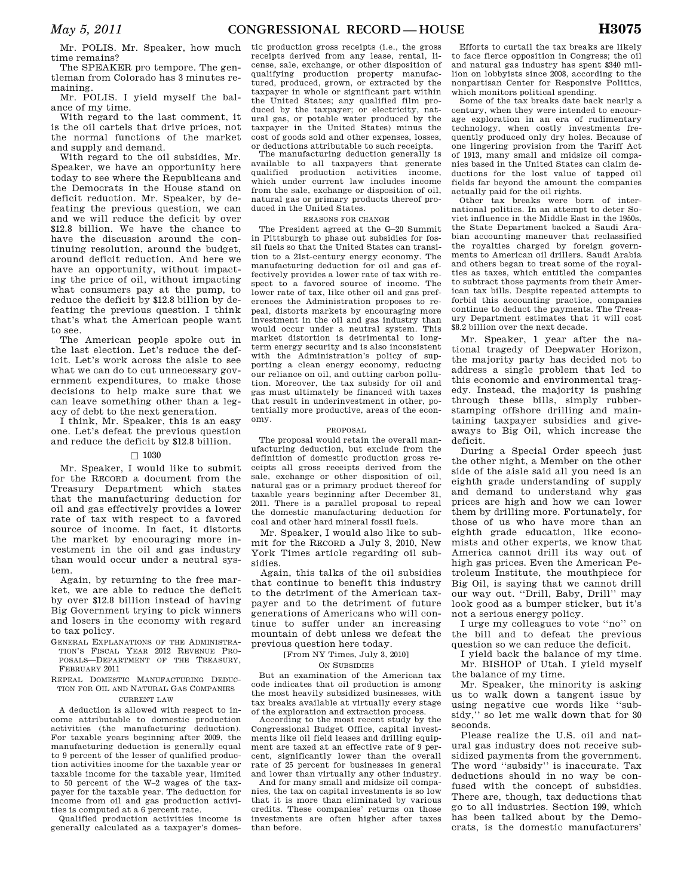Mr. POLIS. Mr. Speaker, how much time remains?

The SPEAKER pro tempore. The gentleman from Colorado has 3 minutes remaining.

Mr. POLIS. I yield myself the balance of my time.

With regard to the last comment, it is the oil cartels that drive prices, not the normal functions of the market and supply and demand.

With regard to the oil subsidies, Mr. Speaker, we have an opportunity here today to see where the Republicans and the Democrats in the House stand on deficit reduction. Mr. Speaker, by defeating the previous question, we can and we will reduce the deficit by over $12.8 billion. We have the chance to have the discussion around the continuing resolution, around the budget, around deficit reduction. And here we have an opportunity, without impacting the price of oil, without impacting what consumers pay at the pump, to reduce the deficit by $12.8 billion by defeating the previous question. I think that's what the American people want to see.

The American people spoke out in the last election. Let's reduce the deficit. Let's work across the aisle to see what we can do to cut unnecessary government expenditures, to make those decisions to help make sure that we can leave something other than a legacy of debt to the next generation.

I think, Mr. Speaker, this is an easy one. Let's defeat the previous question and reduce the deficit by $12.8 billion.

□ 1030

Mr. Speaker, I would like to submit for the RECORD a document from the Treasury Department which states that the manufacturing deduction for oil and gas effectively provides a lower rate of tax with respect to a favored source of income. In fact, it distorts the market by encouraging more investment in the oil and gas industry than would occur under a neutral system.

Again, by returning to the free market, we are able to reduce the deficit by over $12.8 billion instead of having Big Government trying to pick winners and losers in the economy with regard to tax policy.

GENERAL EXPLANATIONS OF THE ADMINISTRATION'S FISCAL YEAR 2012 REVENUE PROPOSALS—DEPARTMENT OF THE TREASURY, FEBRUARY 2011

REPEAL DOMESTIC MANUFACTURING DEDUCTION FOR OIL AND NATURAL GAS COMPANIES

CURRENT LAW

A deduction is allowed with respect to income attributable to domestic production activities (the manufacturing deduction). For taxable years beginning after 2009, the manufacturing deduction is generally equal to 9 percent of the lesser of qualified production activities income for the taxable year or taxable income for the taxable year, limited to 50 percent of the W–2 wages of the taxpayer for the taxable year. The deduction for income from oil and gas production activities is computed at a 6 percent rate.

Qualified production activities income is generally calculated as a taxpayer's domestic production gross receipts (i.e., the gross receipts derived from any lease, rental, license, sale, exchange, or other disposition of qualifying production property manufactured, produced, grown, or extracted by the taxpayer in whole or significant part within the United States; any qualified film produced by the taxpayer; or electricity, natural gas, or potable water produced by the taxpayer in the United States) minus the cost of goods sold and other expenses, losses, or deductions attributable to such receipts.

The manufacturing deduction generally is available to all taxpayers that generate qualified production activities income, which under current law includes income from the sale, exchange or disposition of oil, natural gas or primary products thereof produced in the United States.

REASONS FOR CHANGE

The President agreed at the G–20 Summit in Pittsburgh to phase out subsidies for fossil fuels so that the United States can transition to a 21st-century energy economy. The manufacturing deduction for oil and gas effectively provides a lower rate of tax with respect to a favored source of income. The lower rate of tax, like other oil and gas preferences the Administration proposes to repeal, distorts markets by encouraging more investment in the oil and gas industry than would occur under a neutral system. This market distortion is detrimental to long-term energy security and is also inconsistent with the Administration's policy of supporting a clean energy economy, reducing our reliance on oil, and cutting carbon pollution. Moreover, the tax subsidy for oil and gas must ultimately be financed with taxes that result in underinvestment in other, potentially more productive, areas of the economy.

PROPOSAL

The proposal would retain the overall manufacturing deduction, but exclude from the definition of domestic production gross receipts all gross receipts derived from the sale, exchange or other disposition of oil, natural gas or a primary product thereof for taxable years beginning after December 31, 2011. There is a parallel proposal to repeal the domestic manufacturing deduction for coal and other hard mineral fossil fuels.

Mr. Speaker, I would also like to submit for the RECORD a July 3, 2010, New York Times article regarding oil subsidies.

Again, this talks of the oil subsidies that continue to benefit this industry to the detriment of the American taxpayer and to the detriment of future generations of Americans who will continue to suffer under an increasing mountain of debt unless we defeat the previous question here today.

[From NY Times, July 3, 2010]

ON SUBSIDIES

But an examination of the American tax code indicates that oil production is among the most heavily subsidized businesses, with tax breaks available at virtually every stage of the exploration and extraction process.

According to the most recent study by the Congressional Budget Office, capital investments like oil field leases and drilling equipment are taxed at an effective rate of 9 percent, significantly lower than the overall rate of 25 percent for businesses in general and lower than virtually any other industry.

And for many small and midsize oil companies, the tax on capital investments is so low that it is more than eliminated by various credits. These companies' returns on those investments are often higher after taxes than before.

Efforts to curtail the tax breaks are likely to face fierce opposition in Congress; the oil and natural gas industry has spent $340 million on lobbyists since 2008, according to the nonpartisan Center for Responsive Politics, which monitors political spending.

Some of the tax breaks date back nearly a century, when they were intended to encourage exploration in an era of rudimentary technology, when costly investments frequently produced only dry holes. Because of one lingering provision from the Tariff Act of 1913, many small and midsize oil companies based in the United States can claim deductions for the lost value of tapped oil fields far beyond the amount the companies actually paid for the oil rights.

Other tax breaks were born of international politics. In an attempt to deter Soviet influence in the Middle East in the 1950s, the State Department backed a Saudi Arabian accounting maneuver that reclassified the royalties charged by foreign governments to American oil drillers. Saudi Arabia and others began to treat some of the royalties as taxes, which entitled the companies to subtract those payments from their American tax bills. Despite repeated attempts to forbid this accounting practice, companies continue to deduct the payments. The Treasury Department estimates that it will cost $8.2 billion over the next decade.

Mr. Speaker, 1 year after the national tragedy of Deepwater Horizon, the majority party has decided not to address a single problem that led to this economic and environmental tragedy. Instead, the majority is pushing through these bills, simply rubber-stamping offshore drilling and maintaining taxpayer subsidies and giveaways to Big Oil, which increase the deficit.

During a Special Order speech just the other night, a Member on the other side of the aisle said all you need is an eighth grade understanding of supply and demand to understand why gas prices are high and how we can lower them by drilling more. Fortunately, for those of us who have more than an eighth grade education, like economists and other experts, we know that America cannot drill its way out of high gas prices. Even the American Petroleum Institute, the mouthpiece for Big Oil, is saying that we cannot drill our way out. ''Drill, Baby, Drill'' may look good as a bumper sticker, but it's not a serious energy policy.

I urge my colleagues to vote ''no'' on the bill and to defeat the previous question so we can reduce the deficit.

I yield back the balance of my time.

Mr. BISHOP of Utah. I yield myself the balance of my time.

Mr. Speaker, the minority is asking us to walk down a tangent issue by using negative cue words like ''subsidy,'' so let me walk down that for 30 seconds.

Please realize the U.S. oil and natural gas industry does not receive subsidized payments from the government. The word ''subsidy'' is inaccurate. Tax deductions should in no way be confused with the concept of subsidies. There are, though, tax deductions that go to all industries. Section 199, which has been talked about by the Democrats, is the domestic manufacturers'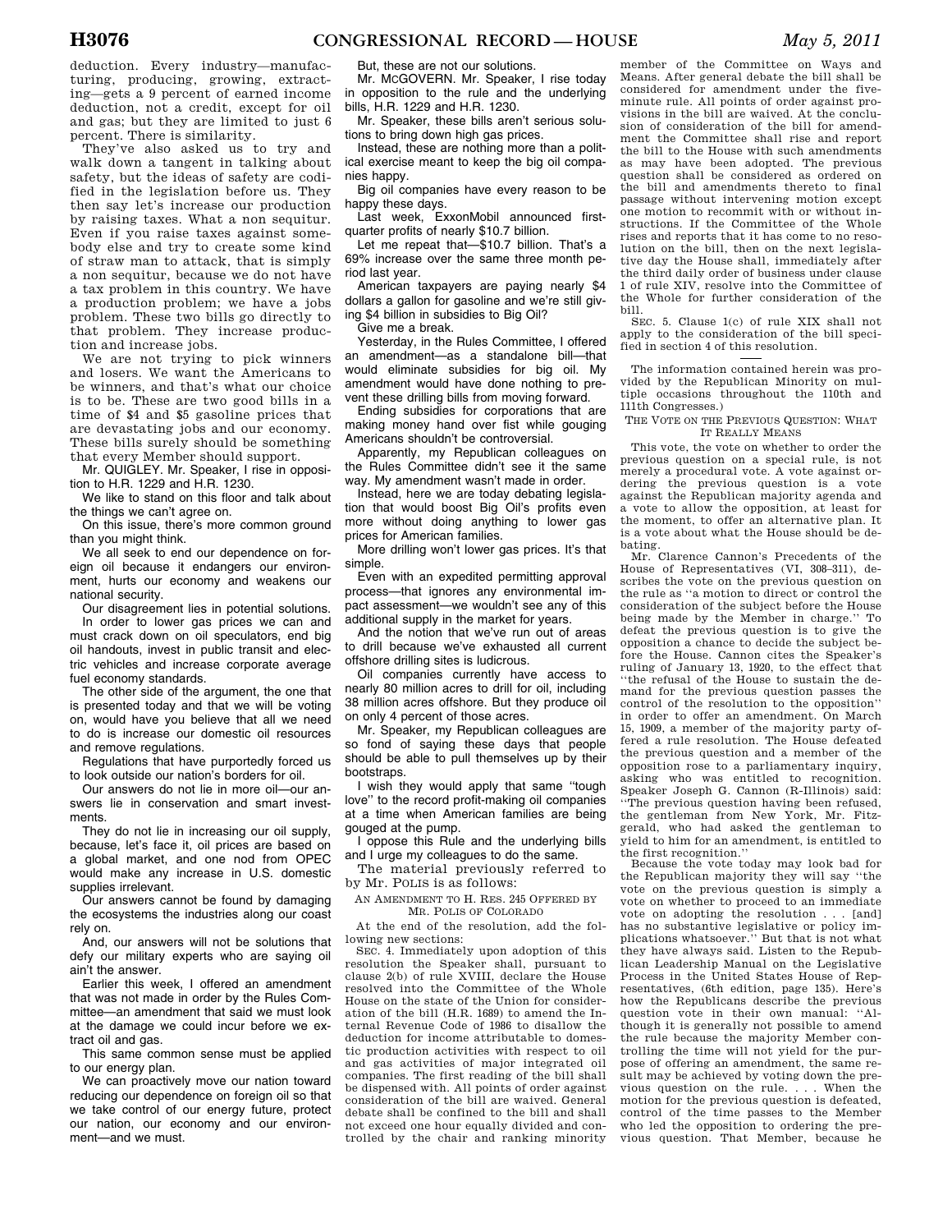deduction. Every industry—manufacturing, producing, growing, extracting—gets a 9 percent of earned income deduction, not a credit, except for oil and gas; but they are limited to just 6 percent. There is similarity.

They've also asked us to try and walk down a tangent in talking about safety, but the ideas of safety are codified in the legislation before us. They then say let's increase our production by raising taxes. What a non sequitur. Even if you raise taxes against somebody else and try to create some kind of straw man to attack, that is simply a non sequitur, because we do not have a tax problem in this country. We have a production problem; we have a jobs problem. These two bills go directly to that problem. They increase production and increase jobs.

We are not trying to pick winners and losers. We want the Americans to be winners, and that's what our choice is to be. These are two good bills in a time of $4 and $5 gasoline prices that are devastating jobs and our economy. These bills surely should be something that every Member should support.

Mr. QUIGLEY. Mr. Speaker, I rise in opposition to H.R. 1229 and H.R. 1230.

We like to stand on this floor and talk about the things we can't agree on.

On this issue, there's more common ground than you might think.

We all seek to end our dependence on foreign oil because it endangers our environment, hurts our economy and weakens our national security.

Our disagreement lies in potential solutions.

In order to lower gas prices we can and must crack down on oil speculators, end big oil handouts, invest in public transit and electric vehicles and increase corporate average fuel economy standards.

The other side of the argument, the one that is presented today and that we will be voting on, would have you believe that all we need to do is increase our domestic oil resources and remove regulations.

Regulations that have purportedly forced us to look outside our nation's borders for oil.

Our answers do not lie in more oil—our answers lie in conservation and smart investments.

They do not lie in increasing our oil supply, because, let's face it, oil prices are based on a global market, and one nod from OPEC would make any increase in U.S. domestic supplies irrelevant.

Our answers cannot be found by damaging the ecosystems the industries along our coast rely on.

And, our answers will not be solutions that defy our military experts who are saying oil ain't the answer.

Earlier this week, I offered an amendment that was not made in order by the Rules Committee—an amendment that said we must look at the damage we could incur before we extract oil and gas.

This same common sense must be applied to our energy plan.

We can proactively move our nation toward reducing our dependence on foreign oil so that we take control of our energy future, protect our nation, our economy and our environment—and we must.

But, these are not our solutions.

Mr. MCGOVERN. Mr. Speaker, I rise today in opposition to the rule and the underlying bills, H.R. 1229 and H.R. 1230.

Mr. Speaker, these bills aren't serious solutions to bring down high gas prices.

Instead, these are nothing more than a political exercise meant to keep the big oil companies happy.

Big oil companies have every reason to be happy these days.

Last week, ExxonMobil announced first-quarter profits of nearly $10.7 billion.

Let me repeat that—$10.7 billion. That's a 69% increase over the same three month period last year.

American taxpayers are paying nearly $4 dollars a gallon for gasoline and we're still giving $4 billion in subsidies to Big Oil?

Give me a break.

Yesterday, in the Rules Committee, I offered an amendment—as a standalone bill—that would eliminate subsidies for big oil. My amendment would have done nothing to prevent these drilling bills from moving forward.

Ending subsidies for corporations that are making money hand over fist while gouging Americans shouldn't be controversial.

Apparently, my Republican colleagues on the Rules Committee didn't see it the same way. My amendment wasn't made in order.

Instead, here we are today debating legislation that would boost Big Oil's profits even more without doing anything to lower gas prices for American families.

More drilling won't lower gas prices. It's that simple.

Even with an expedited permitting approval process—that ignores any environmental impact assessment—we wouldn't see any of this additional supply in the market for years.

And the notion that we've run out of areas to drill because we've exhausted all current offshore drilling sites is ludicrous.

Oil companies currently have access to nearly 80 million acres to drill for oil, including 38 million acres offshore. But they produce oil on only 4 percent of those acres.

Mr. Speaker, my Republican colleagues are so fond of saying these days that people should be able to pull themselves up by their bootstraps.

I wish they would apply that same "tough love" to the record profit-making oil companies at a time when American families are being gouged at the pump.

I oppose this Rule and the underlying bills and I urge my colleagues to do the same.

The material previously referred to by Mr. POLIS is as follows:

AN AMENDMENT TO H. RES. 245 OFFERED BY MR. POLIS OF COLORADO

At the end of the resolution, add the following new sections:

SEC. 4. Immediately upon adoption of this resolution the Speaker shall, pursuant to clause 2(b) of rule XVIII, declare the House resolved into the Committee of the Whole House on the state of the Union for consideration of the bill (H.R. 1689) to amend the Internal Revenue Code of 1986 to disallow the deduction for income attributable to domestic production activities with respect to oil and gas activities of major integrated oil companies. The first reading of the bill shall be dispensed with. All points of order against consideration of the bill are waived. General debate shall be confined to the bill and shall not exceed one hour equally divided and controlled by the chair and ranking minority member of the Committee on Ways and Means. After general debate the bill shall be considered for amendment under the five-minute rule. All points of order against provisions in the bill are waived. At the conclusion of consideration of the bill for amendment the Committee shall rise and report the bill to the House with such amendments as may have been adopted. The previous question shall be considered as ordered on the bill and amendments thereto to final passage without intervening motion except one motion to recommit with or without instructions. If the Committee of the Whole rises and reports that it has come to no resolution on the bill, then on the next legislative day the House shall, immediately after the third daily order of business under clause 1 of rule XIV, resolve into the Committee of the Whole for further consideration of the bill.

SEC. 5. Clause 1(c) of rule XIX shall not apply to the consideration of the bill specified in section 4 of this resolution.

(The information contained herein was provided by the Republican Minority on multiple occasions throughout the 110th and 111th Congresses.)

THE VOTE ON THE PREVIOUS QUESTION: WHAT IT REALLY MEANS

This vote, the vote on whether to order the previous question on a special rule, is not merely a procedural vote. A vote against ordering the previous question is a vote against the Republican majority agenda and a vote to allow the opposition, at least for the moment, to offer an alternative plan. It is a vote about what the House should be debating.

Mr. Clarence Cannon's Precedents of the House of Representatives (VI, 308–311), describes the vote on the previous question on the rule as "a motion to direct or control the consideration of the subject before the House being made by the Member in charge." To defeat the previous question is to give the opposition a chance to decide the subject before the House. Cannon cites the Speaker's ruling of January 13, 1920, to the effect that "the refusal of the House to sustain the demand for the previous question passes the control of the resolution to the opposition" in order to offer an amendment. On March 15, 1909, a member of the majority party offered a rule resolution. The House defeated the previous question and a member of the opposition rose to a parliamentary inquiry, asking who was entitled to recognition. Speaker Joseph G. Cannon (R-Illinois) said: "The previous question having been refused, the gentleman from New York, Mr. Fitzgerald, who had asked the gentleman to yield to him for an amendment, is entitled to the first recognition."

Because the vote today may look bad for the Republican majority they will say "the vote on the previous question is simply a vote on whether to proceed to an immediate vote on adopting the resolution . . . [and] has no substantive legislative or policy implications whatsoever." But that is not what they have always said. Listen to the Republican Leadership Manual on the Legislative Process in the United States House of Representatives, (6th edition, page 135). Here's how the Republicans describe the previous question vote in their own manual: "Although it is generally not possible to amend the rule because the majority Member controlling the time will not yield for the purpose of offering an amendment, the same result may be achieved by voting down the previous question on the rule. . . . When the motion for the previous question is defeated, control of the time passes to the Member who led the opposition to ordering the previous question. That Member, because he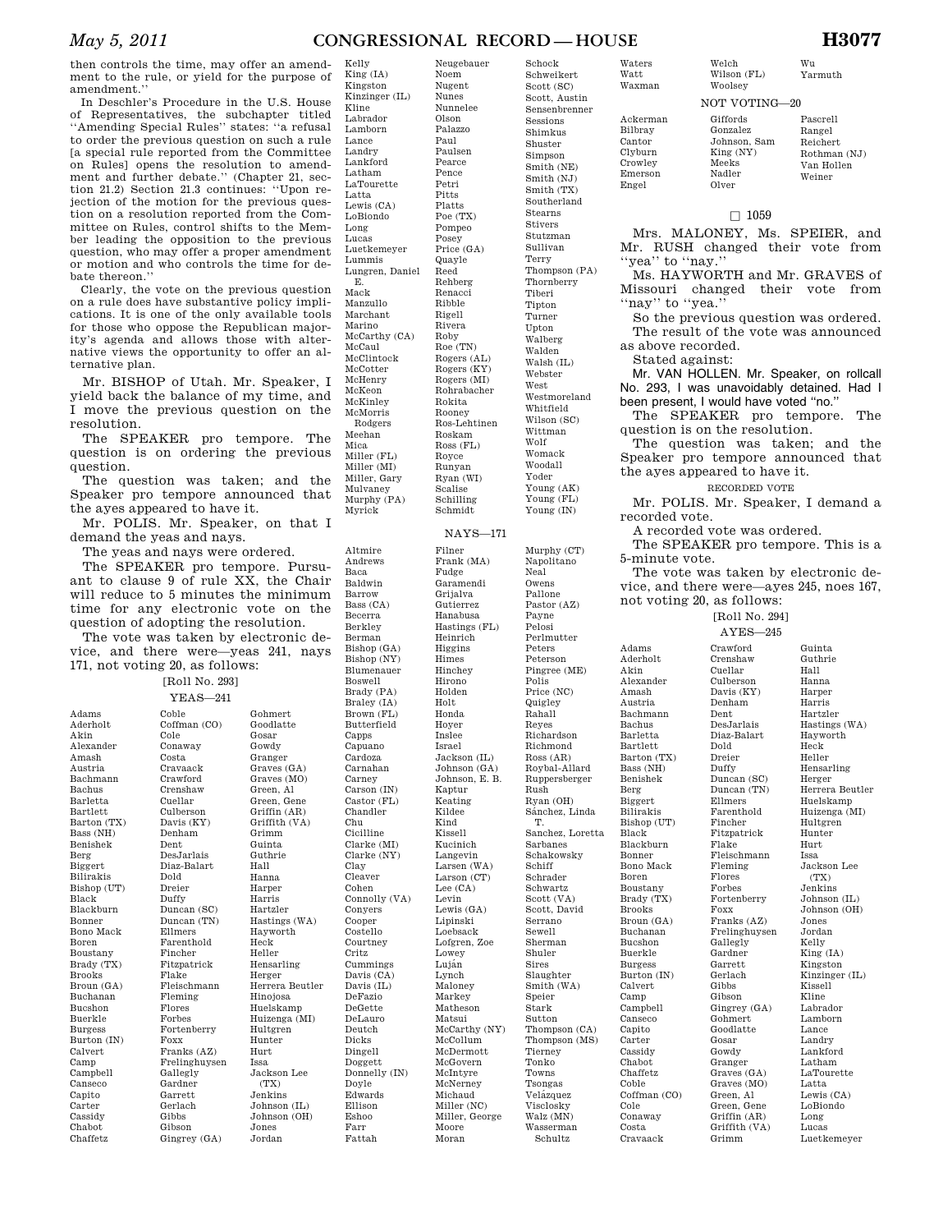then controls the time, may offer an amendment to the rule, or yield for the purpose of amendment.''

In Deschler's Procedure in the U.S. House of Representatives, the subchapter titled ''Amending Special Rules'' states: ''a refusal to order the previous question on such a rule [a special rule reported from the Committee on Rules] opens the resolution to amendment and further debate.'' (Chapter 21, section 21.2) Section 21.3 continues: ''Upon rejection of the motion for the previous question on a resolution reported from the Committee on Rules, control shifts to the Member leading the opposition to the previous question, who may offer a proper amendment or motion and who controls the time for debate thereon.''

Clearly, the vote on the previous question on a rule does have substantive policy implications. It is one of the only available tools for those who oppose the Republican majority's agenda and allows those with alternative views the opportunity to offer an alternative plan.

Mr. BISHOP of Utah. Mr. Speaker, I yield back the balance of my time, and I move the previous question on the resolution.

The SPEAKER pro tempore. The question is on ordering the previous question.

The question was taken; and the Speaker pro tempore announced that the ayes appeared to have it.

Mr. POLIS. Mr. Speaker, on that I demand the yeas and nays.

The yeas and nays were ordered.

The SPEAKER pro tempore. Pursuant to clause 9 of rule XX, the Chair will reduce to 5 minutes the minimum time for any electronic vote on the question of adopting the resolution.

The vote was taken by electronic device, and there were—yeas 241, nays 171, not voting 20, as follows:

[Roll No. 293]

YEAS—241

Adams
Aderholt
Akin
Alexander
Amash
Austria
Bachmann
Bachus
Barletta
Bartlett
Barton (TX)
Bass (NH)
Benishek
Berg
Biggert
Bilirakis
Bishop (UT)
Black
Blackburn
Bonner
Bono Mack
Boren
Boustany
Brady (TX)
Brooks
Broun (GA)
Buchanan
Bucshon
Buerkle
Burgess
Burton (IN)
Calvert
Camp
Campbell
Canseco
Capito
Carter
Cassidy
Chabot
Chaffetz
Coble
Coffman (CO)
Cole
Conaway
Costa
Cravaack
Crawford
Crenshaw
Cuellar
Culberson
Davis (KY)
Denham
Dent
DesJarlais
Diaz-Balart
Dold
Dreier
Duffy
Duncan (SC)
Duncan (TN)
Ellmers
Farenthold
Fincher
Fitzpatrick
Flake
Fleischmann
Fleming
Flores
Forbes
Fortenberry
Foxx
Franks (AZ)
Frelinghuysen
Gallegly
Gardner
Garrett
Gerlach
Gibbs
Gibson
Gingrey (GA)
Gohmert
Goodlatte
Gosar
Gowdy
Granger
Graves (GA)
Graves (MO)
Green, Al
Green, Gene
Griffin (AR)
Griffith (VA)
Grimm
Guinta
Guthrie
Hall
Hanna
Harper
Harris
Hartzler
Hastings (WA)
Hayworth
Heck
Heller
Hensarling
Herger
Herrera Beutler
Hinojosa
Huelskamp
Huizenga (MI)
Hultgren
Hunter
Hurt
Issa
Jackson Lee (TX)
Jenkins
Johnson (IL)
Johnson (OH)
Jones
Jordan
Kelly
King (IA)
Kingston
Kinzinger (IL)
Kline
Labrador
Lamborn
Lance
Landry
Lankford
Latham
LaTourette
Latta
Lewis (CA)
LoBiondo
Long
Lucas
Luetkemeyer
Lummis
Lungren, Daniel E.
Mack
Manzullo
Marchant
Marino
McCarthy (CA)
McCaul
McClintock
McCotter
McHenry
McKeon
McKinley
McMorris Rodgers
Meehan
Mica
Miller (FL)
Miller (MI)
Miller, Gary
Mulvaney
Murphy (PA)
Myrick
Neugebauer
Noem
Nugent
Nunes
Nunnelee
Olson
Palazzo
Paul
Paulsen
Pearce
Pence
Petri
Pitts
Platts
Poe (TX)
Pompeo
Posey
Price (GA)
Quayle
Reed
Rehberg
Renacci
Ribble
Rigell
Rivera
Roby
Roe (TN)
Rogers (AL)
Rogers (KY)
Rogers (MI)
Rohrabacher
Rokita
Rooney
Ros-Lehtinen
Roskam
Ross (FL)
Royce
Runyan
Ryan (WI)
Scalise
Schilling
Schmidt
Schock
Schweikert
Scott (SC)
Scott, Austin
Sensenbrenner
Sessions
Shimkus
Shuster
Simpson
Smith (NE)
Smith (NJ)
Smith (TX)
Southerland
Stearns
Stivers
Stutzman
Sullivan
Terry
Thompson (PA)
Thornberry
Tiberi
Tipton
Turner
Upton
Walberg
Walden
Walsh (IL)
Webster
West
Westmoreland
Whitfield
Wilson (SC)
Wittman
Wolf
Womack
Woodall
Yoder
Young (AK)
Young (FL)
Young (IN)

NAYS—171

Altmire
Andrews
Baca
Baldwin
Barrow
Bass (CA)
Becerra
Berkley
Berman
Bishop (GA)
Bishop (NY)
Blumenauer
Boswell
Brady (PA)
Braley (IA)
Brown (FL)
Butterfield
Capps
Capuano
Cardoza
Carnahan
Carney
Carson (IN)
Castor (FL)
Chandler
Chu
Cicilline
Clarke (MI)
Clarke (NY)
Clay
Cleaver
Cohen
Connolly (VA)
Conyers
Cooper
Costello
Courtney
Critz
Cummings
Davis (CA)
Davis (IL)
DeFazio
DeGette
DeLauro
Deutch
Dicks
Dingell
Doggett
Donnelly (IN)
Doyle
Edwards
Ellison
Eshoo
Farr
Fattah
Filner
Frank (MA)
Fudge
Garamendi
Grijalva
Gutierrez
Hanabusa
Hastings (FL)
Heinrich
Higgins
Himes
Hinchey
Hirono
Holden
Holt
Honda
Hoyer
Inslee
Israel
Jackson (IL)
Johnson (GA)
Johnson, E. B.
Kaptur
Keating
Kildee
Kind
Kissell
Kucinich
Langevin
Larsen (WA)
Larson (CT)
Lee (CA)
Levin
Lewis (GA)
Lipinski
Loebsack
Lofgren, Zoe
Lowey
Luján
Lynch
Maloney
Markey
Matheson
Matsui
McCarthy (NY)
McCollum
McDermott
McGovern
McIntyre
McNerney
Michaud
Miller (NC)
Miller, George
Moore
Moran
Murphy (CT)
Napolitano
Neal
Owens
Pallone
Pastor (AZ)
Payne
Pelosi
Perlmutter
Peters
Peterson
Pingree (ME)
Polis
Price (NC)
Quigley
Rahall
Reyes
Richardson
Richmond
Ross (AR)
Roybal-Allard
Ruppersberger
Rush
Ryan (OH)
Sánchez, Linda T.
Sanchez, Loretta
Sarbanes
Schakowsky
Schiff
Schrader
Schwartz
Scott (VA)
Scott, David
Serrano
Sewell
Sherman
Shuler
Sires
Slaughter
Smith (WA)
Speier
Stark
Sutton
Thompson (CA)
Thompson (MS)
Tierney
Tonko
Towns
Tsongas
Velázquez
Visclosky
Walz (MN)
Wasserman Schultz
Waters
Watt
Waxman
Welch
Wilson (FL)
Woolsey
Wu
Yarmuth

NOT VOTING—20

Ackerman
Bilbray
Cantor
Clyburn
Crowley
Emerson
Engel
Giffords
Gonzalez
Johnson, Sam
King (NY)
Meeks
Nadler
Olver
Pascrell
Rangel
Reichert
Rothman (NJ)
Van Hollen
Weiner

□ 1059

Mrs. MALONEY, Ms. SPEIER, and Mr. RUSH changed their vote from ''yea'' to ''nay.''

Ms. HAYWORTH and Mr. GRAVES of Missouri changed their vote from ''nay'' to ''yea.''

So the previous question was ordered.

The result of the vote was announced as above recorded.

Stated against:

Mr. VAN HOLLEN. Mr. Speaker, on rollcall No. 293, I was unavoidably detained. Had I been present, I would have voted ''no.''

The SPEAKER pro tempore. The question is on the resolution.

The question was taken; and the Speaker pro tempore announced that the ayes appeared to have it.

RECORDED VOTE

Mr. POLIS. Mr. Speaker, I demand a recorded vote.

A recorded vote was ordered.

The SPEAKER pro tempore. This is a 5-minute vote.

The vote was taken by electronic device, and there were—ayes 245, noes 167, not voting 20, as follows:

[Roll No. 294]

AYES—245

Adams
Aderholt
Akin
Alexander
Amash
Austria
Bachmann
Bachus
Barletta
Bartlett
Barton (TX)
Bass (NH)
Benishek
Berg
Biggert
Bilirakis
Bishop (UT)
Black
Blackburn
Bonner
Bono Mack
Boren
Boustany
Brady (TX)
Brooks
Broun (GA)
Buchanan
Bucshon
Buerkle
Burgess
Burton (IN)
Calvert
Camp
Campbell
Canseco
Capito
Carter
Cassidy
Chabot
Chaffetz
Coble
Coffman (CO)
Cole
Conaway
Costa
Cravaack
Crawford
Crenshaw
Cuellar
Culberson
Davis (KY)
Denham
Dent
DesJarlais
Diaz-Balart
Dold
Dreier
Duffy
Duncan (SC)
Duncan (TN)
Ellmers
Farenthold
Fincher
Fitzpatrick
Flake
Fleischmann
Fleming
Flores
Forbes
Fortenberry
Foxx
Franks (AZ)
Frelinghuysen
Gallegly
Gardner
Garrett
Gerlach
Gibbs
Gibson
Gingrey (GA)
Gohmert
Goodlatte
Gosar
Gowdy
Granger
Graves (GA)
Graves (MO)
Green, Al
Green, Gene
Griffin (AR)
Griffith (VA)
Grimm
Guinta
Guthrie
Hall
Hanna
Harper
Harris
Hartzler
Hastings (WA)
Hayworth
Heck
Heller
Hensarling
Herger
Herrera Beutler
Huelskamp
Huizenga (MI)
Hultgren
Hunter
Hurt
Issa
Jackson Lee (TX)
Jenkins
Johnson (IL)
Johnson (OH)
Jones
Jordan
Kelly
King (IA)
Kingston
Kinzinger (IL)
Kissell
Kline
Labrador
Lamborn
Lance
Landry
Lankford
Latham
LaTourette
Latta
Lewis (CA)
LoBiondo
Long
Lucas
Luetkemeyer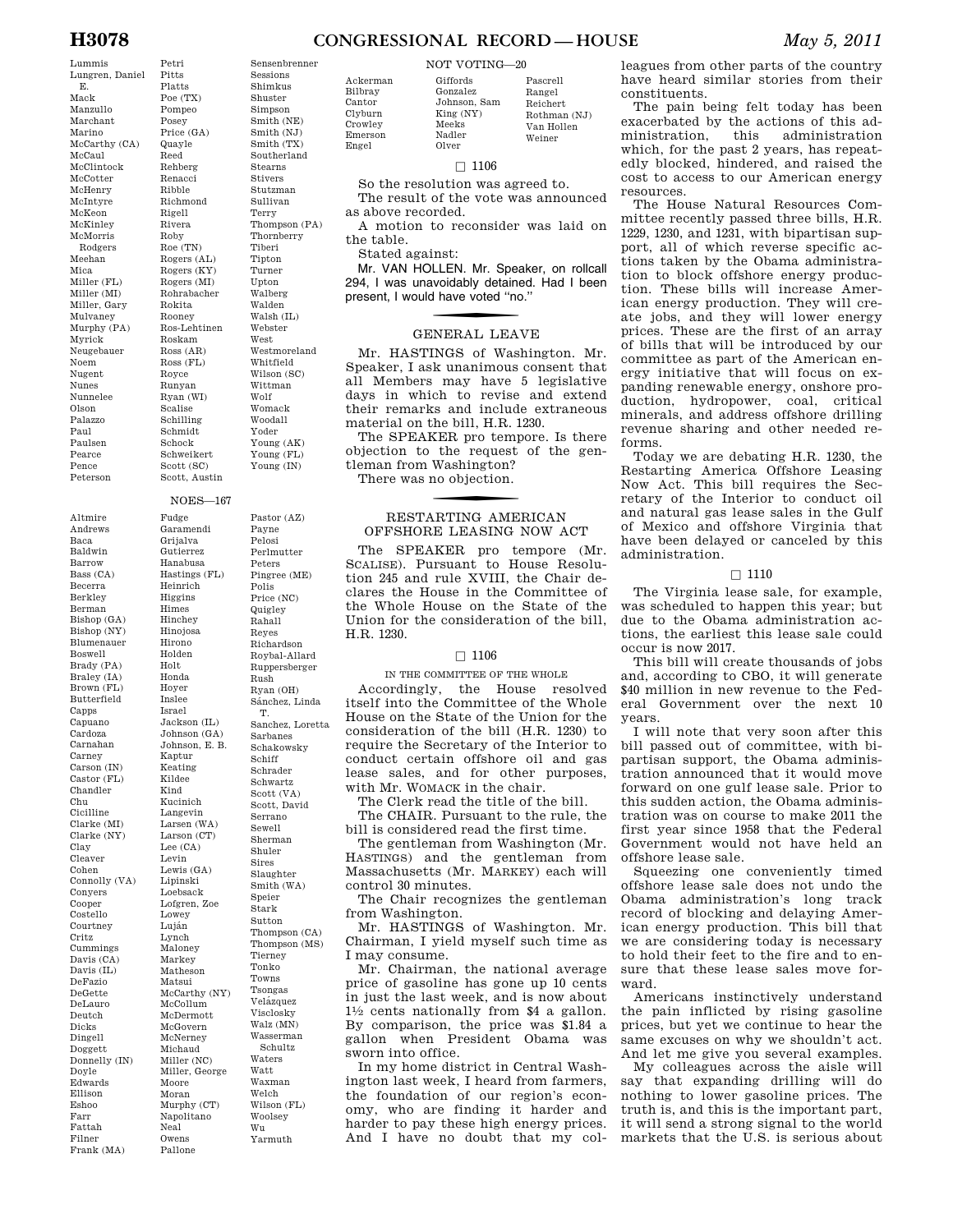Lummis
Lungren, Daniel E.
Mack
Manzullo
Marchant
Marino
McCarthy (CA)
McCaul
McClintock
McCotter
McHenry
McIntyre
McKeon
McKinley
McMorris Rodgers
Meehan
Mica
Miller (FL)
Miller (MI)
Miller, Gary
Mulvaney
Murphy (PA)
Myrick
Neugebauer
Noem
Nugent
Nunes
Nunnelee
Olson
Palazzo
Paul
Paulsen
Pearce
Pence
Peterson
Petri
Pitts
Platts
Poe (TX)
Pompeo
Posey
Price (GA)
Quayle
Reed
Rehberg
Renacci
Ribble
Richmond
Rigell
Rivera
Roby
Roe (TN)
Rogers (AL)
Rogers (KY)
Rogers (MI)
Rohrabacher
Rokita
Rooney
Ros-Lehtinen
Roskam
Ross (AR)
Ross (FL)
Royce
Runyan
Ryan (WI)
Scalise
Schilling
Schmidt
Schock
Schweikert
Scott (SC)
Scott, Austin
Sensenbrenner
Sessions
Shimkus
Shuster
Simpson
Smith (NE)
Smith (NJ)
Smith (TX)
Southerland
Stearns
Stivers
Stutzman
Sullivan
Terry
Thompson (PA)
Thornberry
Tiberi
Tipton
Turner
Upton
Walberg
Walden
Walsh (IL)
Webster
West
Westmoreland
Whitfield
Wilson (SC)
Wittman
Wolf
Womack
Woodall
Yoder
Young (AK)
Young (FL)
Young (IN)

NOES—167

Altmire
Andrews
Baca
Baldwin
Barrow
Bass (CA)
Becerra
Berkley
Berman
Bishop (GA)
Bishop (NY)
Blumenauer
Boswell
Brady (PA)
Braley (IA)
Brown (FL)
Butterfield
Capps
Capuano
Cardoza
Carnahan
Carney
Carson (IN)
Castor (FL)
Chandler
Chu
Cicilline
Clarke (MI)
Clarke (NY)
Clay
Cleaver
Cohen
Connolly (VA)
Conyers
Cooper
Costello
Courtney
Critz
Cummings
Davis (CA)
Davis (IL)
DeFazio
DeGette
DeLauro
Deutch
Dicks
Dingell
Doggett
Donnelly (IN)
Doyle
Edwards
Ellison
Eshoo
Farr
Fattah
Filner
Frank (MA)
Fudge
Garamendi
Grijalva
Gutierrez
Hanabusa
Hastings (FL)
Heinrich
Higgins
Himes
Hinchey
Hinojosa
Hirono
Holden
Holt
Honda
Hoyer
Inslee
Israel
Jackson (IL)
Johnson (GA)
Johnson, E. B.
Kaptur
Keating
Kildee
Kind
Kucinich
Langevin
Larsen (WA)
Larson (CT)
Lee (CA)
Levin
Lewis (GA)
Lipinski
Loebsack
Lofgren, Zoe
Lowey
Luján
Lynch
Maloney
Markey
Matheson
Matsui
McCarthy (NY)
McCollum
McDermott
McGovern
McNerney
Michaud
Miller (NC)
Miller, George
Moore
Moran
Murphy (CT)
Napolitano
Neal
Owens
Pallone
Pastor (AZ)
Payne
Pelosi
Perlmutter
Peters
Pingree (ME)
Polis
Price (NC)
Quigley
Rahall
Reyes
Richardson
Roybal-Allard
Ruppersberger
Rush
Ryan (OH)
Sánchez, Linda T.
Sanchez, Loretta
Sarbanes
Schakowsky
Schiff
Schrader
Schwartz
Scott (VA)
Scott, David
Serrano
Sewell
Sherman
Shuler
Sires
Slaughter
Smith (WA)
Speier
Stark
Sutton
Thompson (CA)
Thompson (MS)
Tierney
Tonko
Towns
Tsongas
Velázquez
Visclosky
Walz (MN)
Wasserman Schultz
Waters
Watt
Waxman
Welch
Wilson (FL)
Woolsey
Wu
Yarmuth

NOT VOTING—20

Ackerman
Bilbray
Cantor
Clyburn
Crowley
Emerson
Engel
Giffords
Gonzalez
Johnson, Sam
King (NY)
Meeks
Nadler
Olver
Pascrell
Rangel
Reichert
Rothman (NJ)
Van Hollen
Weiner

□ 1106

So the resolution was agreed to.

The result of the vote was announced as above recorded.

A motion to reconsider was laid on the table.

Stated against:

Mr. VAN HOLLEN. Mr. Speaker, on rollcall 294, I was unavoidably detained. Had I been present, I would have voted "no."

## GENERAL LEAVE

Mr. HASTINGS of Washington. Mr. Speaker, I ask unanimous consent that all Members may have 5 legislative days in which to revise and extend their remarks and include extraneous material on the bill, H.R. 1230.

The SPEAKER pro tempore. Is there objection to the request of the gentleman from Washington?

There was no objection.

## RESTARTING AMERICAN OFFSHORE LEASING NOW ACT

The SPEAKER pro tempore (Mr. SCALISE). Pursuant to House Resolution 245 and rule XVIII, the Chair declares the House in the Committee of the Whole House on the State of the Union for the consideration of the bill, H.R. 1230.

□ 1106

IN THE COMMITTEE OF THE WHOLE

Accordingly, the House resolved itself into the Committee of the Whole House on the State of the Union for the consideration of the bill (H.R. 1230) to require the Secretary of the Interior to conduct certain offshore oil and gas lease sales, and for other purposes, with Mr. WOMACK in the chair.

The Clerk read the title of the bill.

The CHAIR. Pursuant to the rule, the bill is considered read the first time.

The gentleman from Washington (Mr. HASTINGS) and the gentleman from Massachusetts (Mr. MARKEY) each will control 30 minutes.

The Chair recognizes the gentleman from Washington.

Mr. HASTINGS of Washington. Mr. Chairman, I yield myself such time as I may consume.

Mr. Chairman, the national average price of gasoline has gone up 10 cents in just the last week, and is now about 1½ cents nationally from $4 a gallon. By comparison, the price was $1.84 a gallon when President Obama was sworn into office.

In my home district in Central Washington last week, I heard from farmers, the foundation of our region's economy, who are finding it harder and harder to pay these high energy prices. And I have no doubt that my colleagues from other parts of the country have heard similar stories from their constituents.

The pain being felt today has been exacerbated by the actions of this administration, this administration which, for the past 2 years, has repeatedly blocked, hindered, and raised the cost to access to our American energy resources.

The House Natural Resources Committee recently passed three bills, H.R. 1229, 1230, and 1231, with bipartisan support, all of which reverse specific actions taken by the Obama administration to block offshore energy production. These bills will increase American energy production. They will create jobs, and they will lower energy prices. These are the first of an array of bills that will be introduced by our committee as part of the American energy initiative that will focus on expanding renewable energy, onshore production, hydropower, coal, critical minerals, and address offshore drilling revenue sharing and other needed reforms.

Today we are debating H.R. 1230, the Restarting America Offshore Leasing Now Act. This bill requires the Secretary of the Interior to conduct oil and natural gas lease sales in the Gulf of Mexico and offshore Virginia that have been delayed or canceled by this administration.

□ 1110

The Virginia lease sale, for example, was scheduled to happen this year; but due to the Obama administration actions, the earliest this lease sale could occur is now 2017.

This bill will create thousands of jobs and, according to CBO, it will generate $40 million in new revenue to the Federal Government over the next 10 years.

I will note that very soon after this bill passed out of committee, with bipartisan support, the Obama administration announced that it would move forward on one gulf lease sale. Prior to this sudden action, the Obama administration was on course to make 2011 the first year since 1958 that the Federal Government would not have held an offshore lease sale.

Squeezing one conveniently timed offshore lease sale does not undo the Obama administration's long track record of blocking and delaying American energy production. This bill that we are considering today is necessary to hold their feet to the fire and to ensure that these lease sales move forward.

Americans instinctively understand the pain inflicted by rising gasoline prices, but yet we continue to hear the same excuses on why we shouldn't act. And let me give you several examples.

My colleagues across the aisle will say that expanding drilling will do nothing to lower gasoline prices. The truth is, and this is the important part, it will send a strong signal to the world markets that the U.S. is serious about